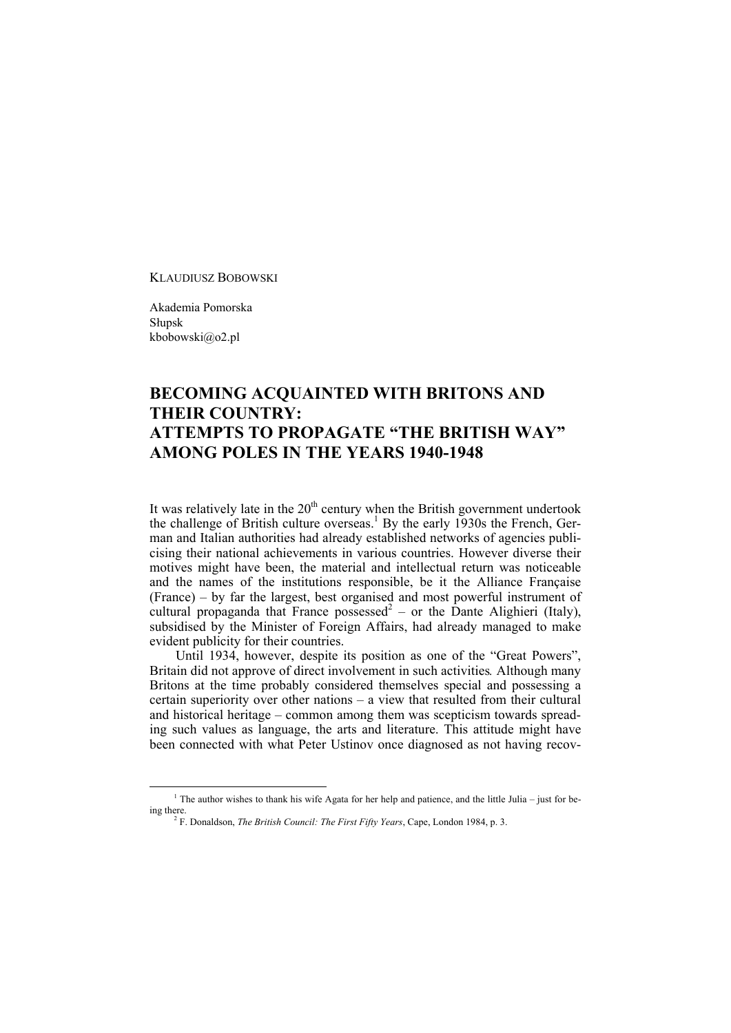KLAUDIUSZ BOBOWSKI

Akademia Pomorska
Słupsk
kbobowski@o2.pl

# BECOMING ACQUAINTED WITH BRITONS AND THEIR COUNTRY: ATTEMPTS TO PROPAGATE "THE BRITISH WAY" AMONG POLES IN THE YEARS 1940-1948

It was relatively late in the 20th century when the British government undertook the challenge of British culture overseas.[1] By the early 1930s the French, German and Italian authorities had already established networks of agencies publicising their national achievements in various countries. However diverse their motives might have been, the material and intellectual return was noticeable and the names of the institutions responsible, be it the Alliance Française (France) – by far the largest, best organised and most powerful instrument of cultural propaganda that France possessed[2] – or the Dante Alighieri (Italy), subsidised by the Minister of Foreign Affairs, had already managed to make evident publicity for their countries.

Until 1934, however, despite its position as one of the "Great Powers", Britain did not approve of direct involvement in such activities. Although many Britons at the time probably considered themselves special and possessing a certain superiority over other nations – a view that resulted from their cultural and historical heritage – common among them was scepticism towards spreading such values as language, the arts and literature. This attitude might have been connected with what Peter Ustinov once diagnosed as not having recov-

---

[1] The author wishes to thank his wife Agata for her help and patience, and the little Julia – just for being there.

[2] F. Donaldson, *The British Council: The First Fifty Years*, Cape, London 1984, p. 3.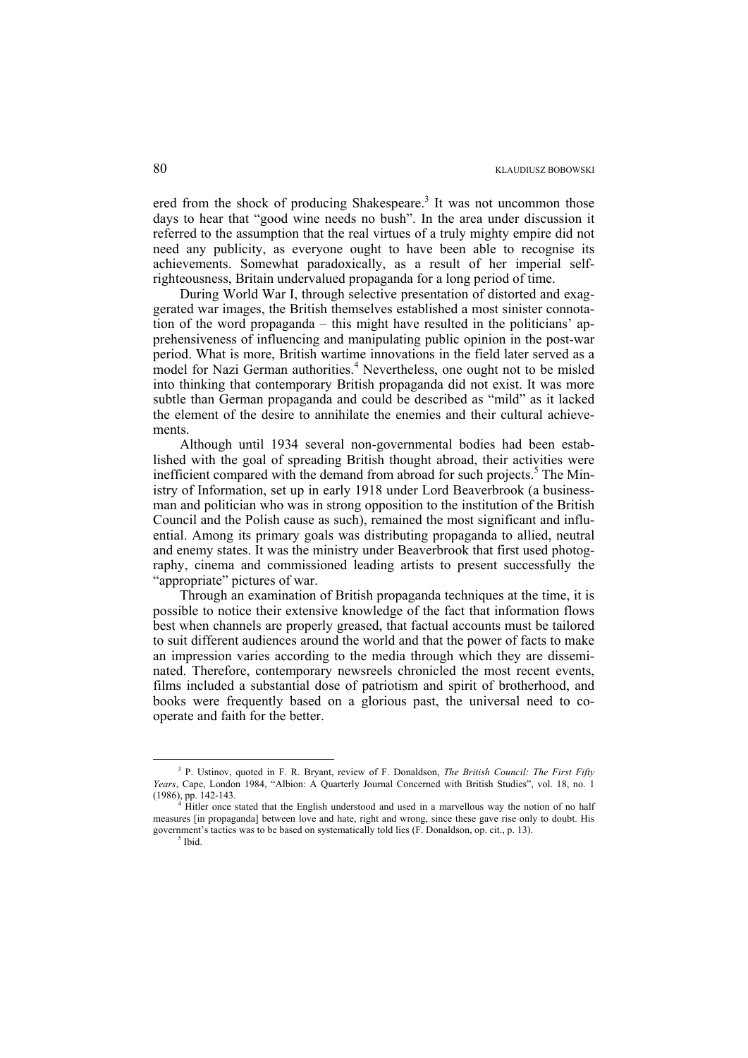ered from the shock of producing Shakespeare.[3] It was not uncommon those days to hear that "good wine needs no bush". In the area under discussion it referred to the assumption that the real virtues of a truly mighty empire did not need any publicity, as everyone ought to have been able to recognise its achievements. Somewhat paradoxically, as a result of her imperial self-righteousness, Britain undervalued propaganda for a long period of time.

During World War I, through selective presentation of distorted and exaggerated war images, the British themselves established a most sinister connotation of the word propaganda – this might have resulted in the politicians' apprehensiveness of influencing and manipulating public opinion in the post-war period. What is more, British wartime innovations in the field later served as a model for Nazi German authorities.[4] Nevertheless, one ought not to be misled into thinking that contemporary British propaganda did not exist. It was more subtle than German propaganda and could be described as "mild" as it lacked the element of the desire to annihilate the enemies and their cultural achievements.

Although until 1934 several non-governmental bodies had been established with the goal of spreading British thought abroad, their activities were inefficient compared with the demand from abroad for such projects.[5] The Ministry of Information, set up in early 1918 under Lord Beaverbrook (a businessman and politician who was in strong opposition to the institution of the British Council and the Polish cause as such), remained the most significant and influential. Among its primary goals was distributing propaganda to allied, neutral and enemy states. It was the ministry under Beaverbrook that first used photography, cinema and commissioned leading artists to present successfully the "appropriate" pictures of war.

Through an examination of British propaganda techniques at the time, it is possible to notice their extensive knowledge of the fact that information flows best when channels are properly greased, that factual accounts must be tailored to suit different audiences around the world and that the power of facts to make an impression varies according to the media through which they are disseminated. Therefore, contemporary newsreels chronicled the most recent events, films included a substantial dose of patriotism and spirit of brotherhood, and books were frequently based on a glorious past, the universal need to co-operate and faith for the better.

---

[3] P. Ustinov, quoted in F. R. Bryant, review of F. Donaldson, *The British Council: The First Fifty Years*, Cape, London 1984, "Albion: A Quarterly Journal Concerned with British Studies", vol. 18, no. 1 (1986), pp. 142-143.

[4] Hitler once stated that the English understood and used in a marvellous way the notion of no half measures [in propaganda] between love and hate, right and wrong, since these gave rise only to doubt. His government's tactics was to be based on systematically told lies (F. Donaldson, op. cit., p. 13).

[5] Ibid.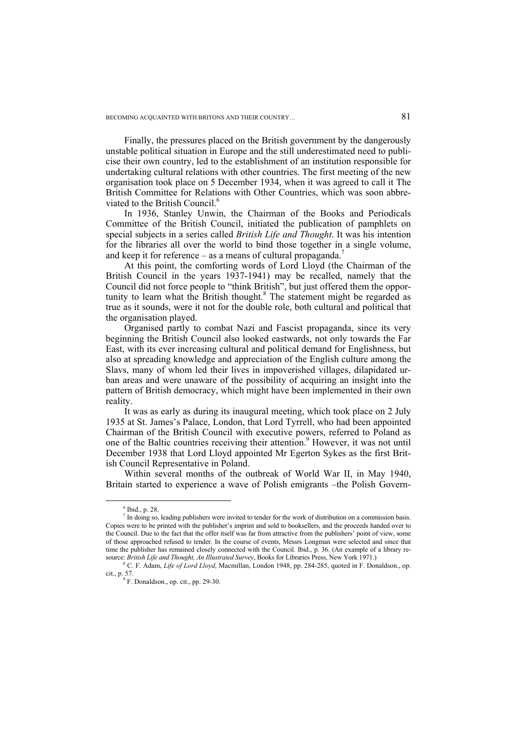Finally, the pressures placed on the British government by the dangerously unstable political situation in Europe and the still underestimated need to publicise their own country, led to the establishment of an institution responsible for undertaking cultural relations with other countries. The first meeting of the new organisation took place on 5 December 1934, when it was agreed to call it The British Committee for Relations with Other Countries, which was soon abbreviated to the British Council.[6]

In 1936, Stanley Unwin, the Chairman of the Books and Periodicals Committee of the British Council, initiated the publication of pamphlets on special subjects in a series called *British Life and Thought*. It was his intention for the libraries all over the world to bind those together in a single volume, and keep it for reference – as a means of cultural propaganda.[7]

At this point, the comforting words of Lord Lloyd (the Chairman of the British Council in the years 1937-1941) may be recalled, namely that the Council did not force people to "think British", but just offered them the opportunity to learn what the British thought.[8] The statement might be regarded as true as it sounds, were it not for the double role, both cultural and political that the organisation played.

Organised partly to combat Nazi and Fascist propaganda, since its very beginning the British Council also looked eastwards, not only towards the Far East, with its ever increasing cultural and political demand for Englishness, but also at spreading knowledge and appreciation of the English culture among the Slavs, many of whom led their lives in impoverished villages, dilapidated urban areas and were unaware of the possibility of acquiring an insight into the pattern of British democracy, which might have been implemented in their own reality.

It was as early as during its inaugural meeting, which took place on 2 July 1935 at St. James's Palace, London, that Lord Tyrrell, who had been appointed Chairman of the British Council with executive powers, referred to Poland as one of the Baltic countries receiving their attention.[9] However, it was not until December 1938 that Lord Lloyd appointed Mr Egerton Sykes as the first British Council Representative in Poland.

Within several months of the outbreak of World War II, in May 1940, Britain started to experience a wave of Polish emigrants –the Polish Govern-

---

[6] Ibid., p. 28.

[7] In doing so, leading publishers were invited to tender for the work of distribution on a commission basis. Copies were to be printed with the publisher's imprint and sold to booksellers, and the proceeds handed over to the Council. Due to the fact that the offer itself was far from attractive from the publishers' point of view, some of those approached refused to tender. In the course of events, Messrs Longman were selected and since that time the publisher has remained closely connected with the Council. Ibid., p. 36. (An example of a library resource: *British Life and Thought, An Illustrated Survey*, Books for Libraries Press, New York 1971.)

[8] C. F. Adam, *Life of Lord Lloyd*, Macmillan, London 1948, pp. 284-285, quoted in F. Donaldson., op. cit., p. 57.

[9] F. Donaldson., op. cit., pp. 29-30.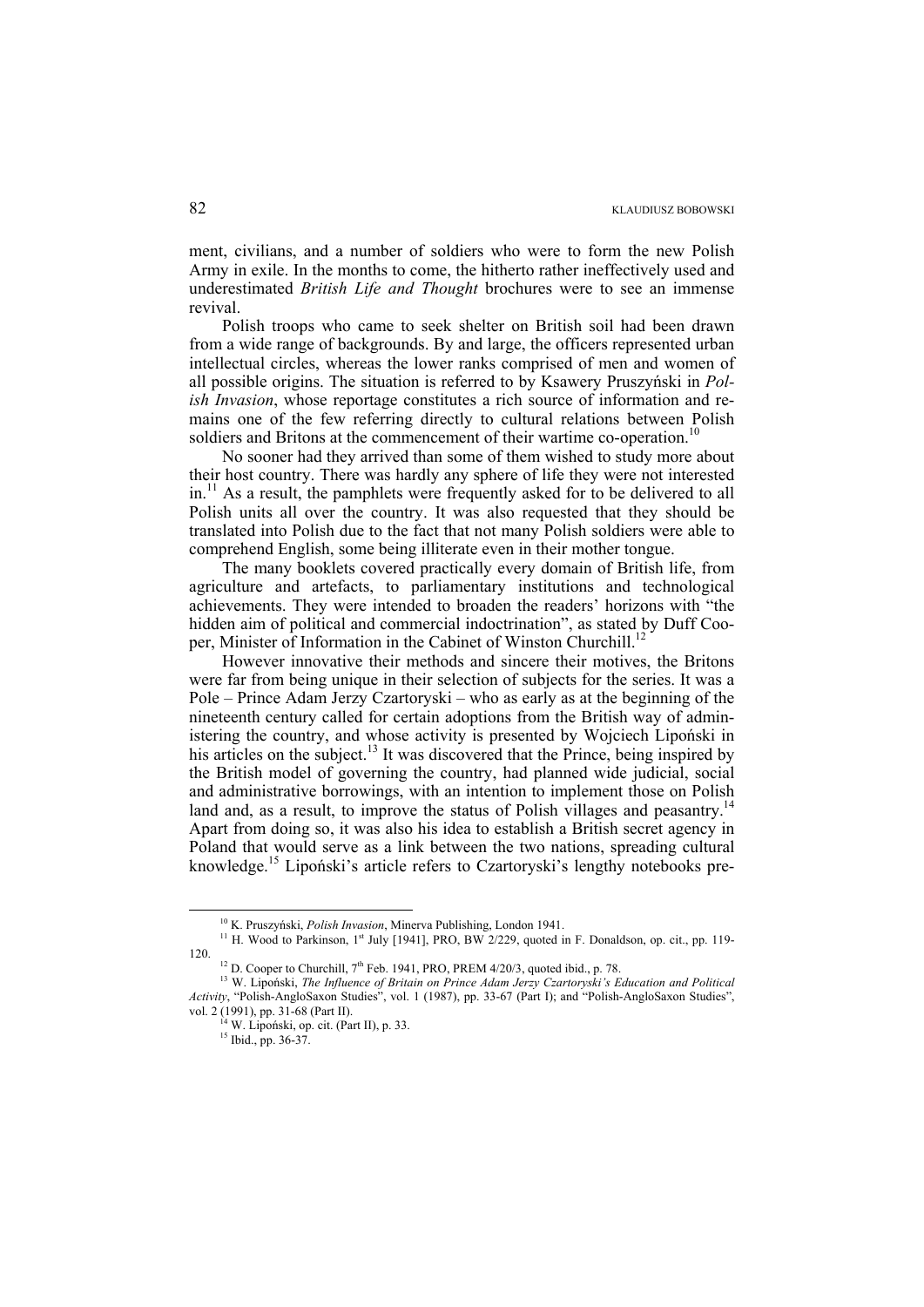ment, civilians, and a number of soldiers who were to form the new Polish Army in exile. In the months to come, the hitherto rather ineffectively used and underestimated *British Life and Thought* brochures were to see an immense revival.

Polish troops who came to seek shelter on British soil had been drawn from a wide range of backgrounds. By and large, the officers represented urban intellectual circles, whereas the lower ranks comprised of men and women of all possible origins. The situation is referred to by Ksawery Pruszyński in *Polish Invasion*, whose reportage constitutes a rich source of information and remains one of the few referring directly to cultural relations between Polish soldiers and Britons at the commencement of their wartime co-operation.[10]

No sooner had they arrived than some of them wished to study more about their host country. There was hardly any sphere of life they were not interested in.[11] As a result, the pamphlets were frequently asked for to be delivered to all Polish units all over the country. It was also requested that they should be translated into Polish due to the fact that not many Polish soldiers were able to comprehend English, some being illiterate even in their mother tongue.

The many booklets covered practically every domain of British life, from agriculture and artefacts, to parliamentary institutions and technological achievements. They were intended to broaden the readers' horizons with "the hidden aim of political and commercial indoctrination", as stated by Duff Cooper, Minister of Information in the Cabinet of Winston Churchill.[12]

However innovative their methods and sincere their motives, the Britons were far from being unique in their selection of subjects for the series. It was a Pole – Prince Adam Jerzy Czartoryski – who as early as at the beginning of the nineteenth century called for certain adoptions from the British way of administering the country, and whose activity is presented by Wojciech Lipoński in his articles on the subject.[13] It was discovered that the Prince, being inspired by the British model of governing the country, had planned wide judicial, social and administrative borrowings, with an intention to implement those on Polish land and, as a result, to improve the status of Polish villages and peasantry.[14] Apart from doing so, it was also his idea to establish a British secret agency in Poland that would serve as a link between the two nations, spreading cultural knowledge.[15] Lipoński's article refers to Czartoryski's lengthy notebooks pre-

---

[10] K. Pruszyński, *Polish Invasion*, Minerva Publishing, London 1941.

[11] H. Wood to Parkinson, 1st July [1941], PRO, BW 2/229, quoted in F. Donaldson, op. cit., pp. 119-120.

[12] D. Cooper to Churchill, 7th Feb. 1941, PRO, PREM 4/20/3, quoted ibid., p. 78.

[13] W. Lipoński, *The Influence of Britain on Prince Adam Jerzy Czartoryski's Education and Political Activity*, "Polish-AngloSaxon Studies", vol. 1 (1987), pp. 33-67 (Part I); and "Polish-AngloSaxon Studies", vol. 2 (1991), pp. 31-68 (Part II).

[14] W. Lipoński, op. cit. (Part II), p. 33.

[15] Ibid., pp. 36-37.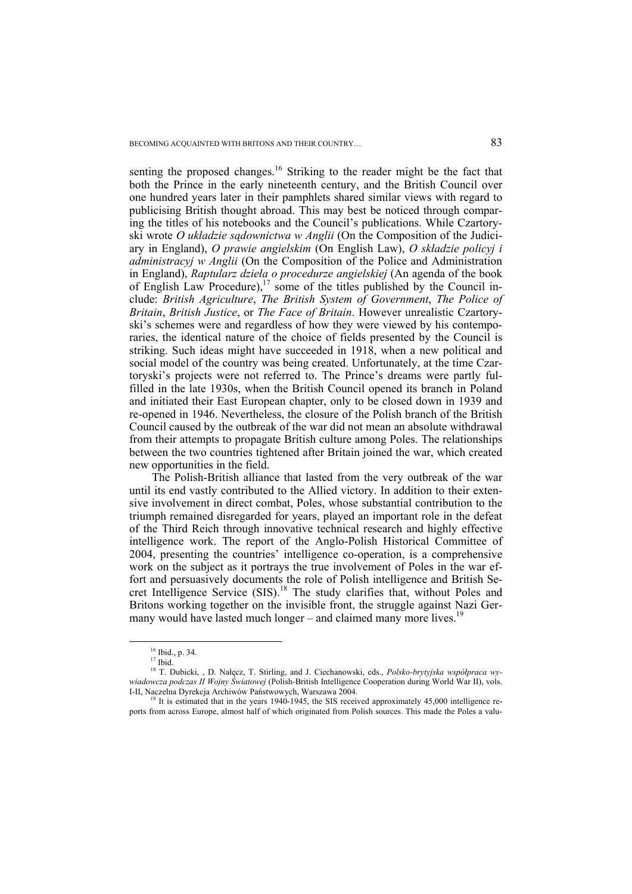senting the proposed changes.[16] Striking to the reader might be the fact that both the Prince in the early nineteenth century, and the British Council over one hundred years later in their pamphlets shared similar views with regard to publicising British thought abroad. This may best be noticed through comparing the titles of his notebooks and the Council's publications. While Czartoryski wrote *O układzie sądownictwa w Anglii* (On the Composition of the Judiciary in England), *O prawie angielskim* (On English Law), *O składzie policyj i administracyj w Anglii* (On the Composition of the Police and Administration in England), *Raptularz dzieła o procedurze angielskiej* (An agenda of the book of English Law Procedure),[17] some of the titles published by the Council include: *British Agriculture*, *The British System of Government*, *The Police of Britain*, *British Justice*, or *The Face of Britain*. However unrealistic Czartoryski's schemes were and regardless of how they were viewed by his contemporaries, the identical nature of the choice of fields presented by the Council is striking. Such ideas might have succeeded in 1918, when a new political and social model of the country was being created. Unfortunately, at the time Czartoryski's projects were not referred to. The Prince's dreams were partly fulfilled in the late 1930s, when the British Council opened its branch in Poland and initiated their East European chapter, only to be closed down in 1939 and re-opened in 1946. Nevertheless, the closure of the Polish branch of the British Council caused by the outbreak of the war did not mean an absolute withdrawal from their attempts to propagate British culture among Poles. The relationships between the two countries tightened after Britain joined the war, which created new opportunities in the field.

The Polish-British alliance that lasted from the very outbreak of the war until its end vastly contributed to the Allied victory. In addition to their extensive involvement in direct combat, Poles, whose substantial contribution to the triumph remained disregarded for years, played an important role in the defeat of the Third Reich through innovative technical research and highly effective intelligence work. The report of the Anglo-Polish Historical Committee of 2004, presenting the countries' intelligence co-operation, is a comprehensive work on the subject as it portrays the true involvement of Poles in the war effort and persuasively documents the role of Polish intelligence and British Secret Intelligence Service (SIS).[18] The study clarifies that, without Poles and Britons working together on the invisible front, the struggle against Nazi Germany would have lasted much longer – and claimed many more lives.[19]

---

[16] Ibid., p. 34.

[17] Ibid.

[18] T. Dubicki, , D. Nałęcz, T. Stirling, and J. Ciechanowski, eds., *Polsko-brytyjska współpraca wywiadowcza podczas II Wojny Światowej* (Polish-British Intelligence Cooperation during World War II), vols. I-II, Naczelna Dyrekcja Archiwów Państwowych, Warszawa 2004.

[19] It is estimated that in the years 1940-1945, the SIS received approximately 45,000 intelligence reports from across Europe, almost half of which originated from Polish sources. This made the Poles a valu-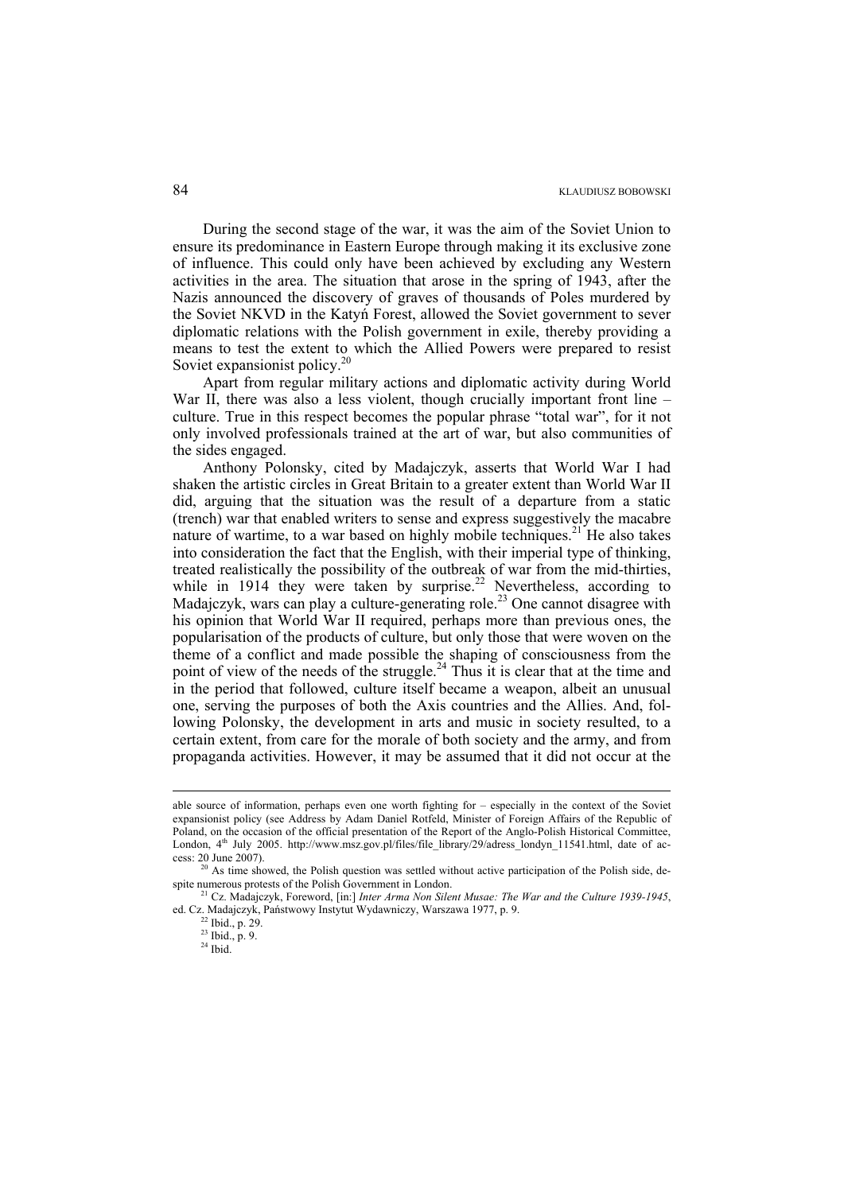During the second stage of the war, it was the aim of the Soviet Union to ensure its predominance in Eastern Europe through making it its exclusive zone of influence. This could only have been achieved by excluding any Western activities in the area. The situation that arose in the spring of 1943, after the Nazis announced the discovery of graves of thousands of Poles murdered by the Soviet NKVD in the Katyń Forest, allowed the Soviet government to sever diplomatic relations with the Polish government in exile, thereby providing a means to test the extent to which the Allied Powers were prepared to resist Soviet expansionist policy.[20]

Apart from regular military actions and diplomatic activity during World War II, there was also a less violent, though crucially important front line – culture. True in this respect becomes the popular phrase "total war", for it not only involved professionals trained at the art of war, but also communities of the sides engaged.

Anthony Polonsky, cited by Madajczyk, asserts that World War I had shaken the artistic circles in Great Britain to a greater extent than World War II did, arguing that the situation was the result of a departure from a static (trench) war that enabled writers to sense and express suggestively the macabre nature of wartime, to a war based on highly mobile techniques.[21] He also takes into consideration the fact that the English, with their imperial type of thinking, treated realistically the possibility of the outbreak of war from the mid-thirties, while in 1914 they were taken by surprise.[22] Nevertheless, according to Madajczyk, wars can play a culture-generating role.[23] One cannot disagree with his opinion that World War II required, perhaps more than previous ones, the popularisation of the products of culture, but only those that were woven on the theme of a conflict and made possible the shaping of consciousness from the point of view of the needs of the struggle.[24] Thus it is clear that at the time and in the period that followed, culture itself became a weapon, albeit an unusual one, serving the purposes of both the Axis countries and the Allies. And, following Polonsky, the development in arts and music in society resulted, to a certain extent, from care for the morale of both society and the army, and from propaganda activities. However, it may be assumed that it did not occur at the

---

able source of information, perhaps even one worth fighting for – especially in the context of the Soviet expansionist policy (see Address by Adam Daniel Rotfeld, Minister of Foreign Affairs of the Republic of Poland, on the occasion of the official presentation of the Report of the Anglo-Polish Historical Committee, London, 4th July 2005. http://www.msz.gov.pl/files/file_library/29/adress_londyn_11541.html, date of access: 20 June 2007).

[20] As time showed, the Polish question was settled without active participation of the Polish side, despite numerous protests of the Polish Government in London.

[21] Cz. Madajczyk, Foreword, [in:] *Inter Arma Non Silent Musae: The War and the Culture 1939-1945*, ed. Cz. Madajczyk, Państwowy Instytut Wydawniczy, Warszawa 1977, p. 9.

[22] Ibid., p. 29.

[23] Ibid., p. 9.

[24] Ibid.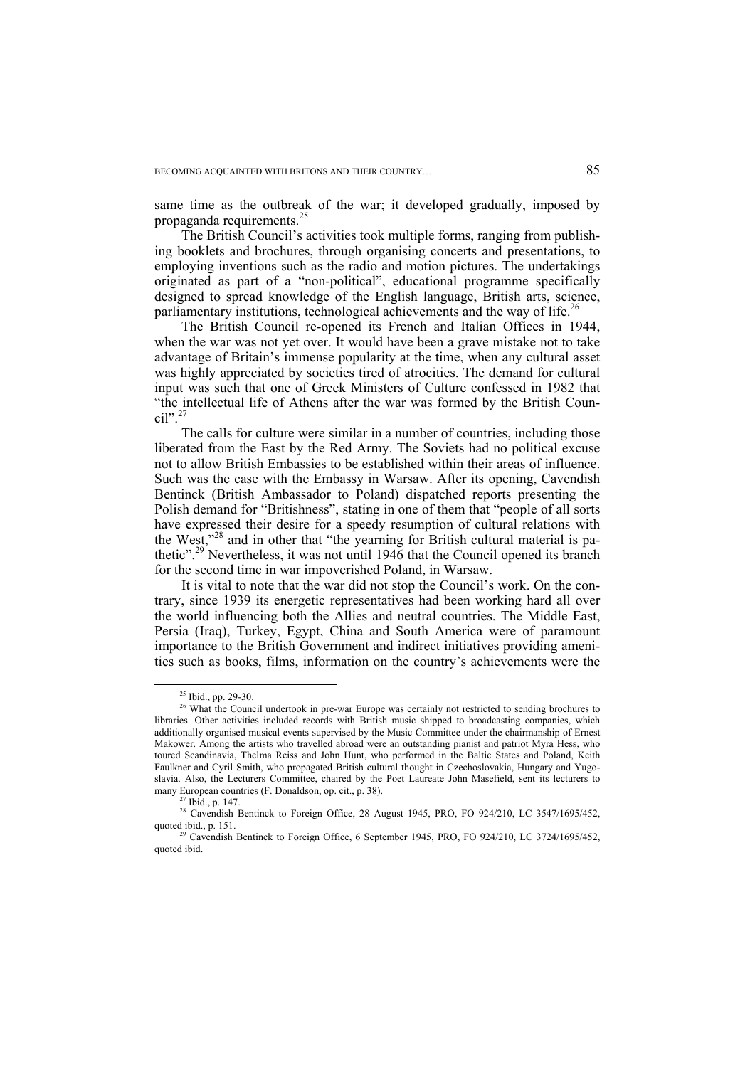same time as the outbreak of the war; it developed gradually, imposed by propaganda requirements.[25]

The British Council's activities took multiple forms, ranging from publishing booklets and brochures, through organising concerts and presentations, to employing inventions such as the radio and motion pictures. The undertakings originated as part of a "non-political", educational programme specifically designed to spread knowledge of the English language, British arts, science, parliamentary institutions, technological achievements and the way of life.[26]

The British Council re-opened its French and Italian Offices in 1944, when the war was not yet over. It would have been a grave mistake not to take advantage of Britain's immense popularity at the time, when any cultural asset was highly appreciated by societies tired of atrocities. The demand for cultural input was such that one of Greek Ministers of Culture confessed in 1982 that "the intellectual life of Athens after the war was formed by the British Council".[27]

The calls for culture were similar in a number of countries, including those liberated from the East by the Red Army. The Soviets had no political excuse not to allow British Embassies to be established within their areas of influence. Such was the case with the Embassy in Warsaw. After its opening, Cavendish Bentinck (British Ambassador to Poland) dispatched reports presenting the Polish demand for "Britishness", stating in one of them that "people of all sorts have expressed their desire for a speedy resumption of cultural relations with the West,"[28] and in other that "the yearning for British cultural material is pathetic".[29] Nevertheless, it was not until 1946 that the Council opened its branch for the second time in war impoverished Poland, in Warsaw.

It is vital to note that the war did not stop the Council's work. On the contrary, since 1939 its energetic representatives had been working hard all over the world influencing both the Allies and neutral countries. The Middle East, Persia (Iraq), Turkey, Egypt, China and South America were of paramount importance to the British Government and indirect initiatives providing amenities such as books, films, information on the country's achievements were the

---

[25] Ibid., pp. 29-30.

[26] What the Council undertook in pre-war Europe was certainly not restricted to sending brochures to libraries. Other activities included records with British music shipped to broadcasting companies, which additionally organised musical events supervised by the Music Committee under the chairmanship of Ernest Makower. Among the artists who travelled abroad were an outstanding pianist and patriot Myra Hess, who toured Scandinavia, Thelma Reiss and John Hunt, who performed in the Baltic States and Poland, Keith Faulkner and Cyril Smith, who propagated British cultural thought in Czechoslovakia, Hungary and Yugoslavia. Also, the Lecturers Committee, chaired by the Poet Laureate John Masefield, sent its lecturers to many European countries (F. Donaldson, op. cit., p. 38).

[27] Ibid., p. 147.

[28] Cavendish Bentinck to Foreign Office, 28 August 1945, PRO, FO 924/210, LC 3547/1695/452, quoted ibid., p. 151.

[29] Cavendish Bentinck to Foreign Office, 6 September 1945, PRO, FO 924/210, LC 3724/1695/452, quoted ibid.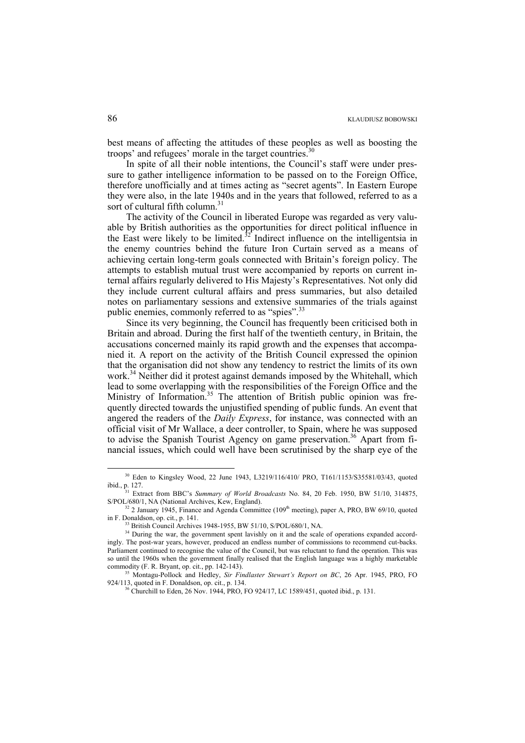best means of affecting the attitudes of these peoples as well as boosting the troops' and refugees' morale in the target countries.[30]

In spite of all their noble intentions, the Council's staff were under pressure to gather intelligence information to be passed on to the Foreign Office, therefore unofficially and at times acting as "secret agents". In Eastern Europe they were also, in the late 1940s and in the years that followed, referred to as a sort of cultural fifth column.[31]

The activity of the Council in liberated Europe was regarded as very valuable by British authorities as the opportunities for direct political influence in the East were likely to be limited.[32] Indirect influence on the intelligentsia in the enemy countries behind the future Iron Curtain served as a means of achieving certain long-term goals connected with Britain's foreign policy. The attempts to establish mutual trust were accompanied by reports on current internal affairs regularly delivered to His Majesty's Representatives. Not only did they include current cultural affairs and press summaries, but also detailed notes on parliamentary sessions and extensive summaries of the trials against public enemies, commonly referred to as "spies".[33]

Since its very beginning, the Council has frequently been criticised both in Britain and abroad. During the first half of the twentieth century, in Britain, the accusations concerned mainly its rapid growth and the expenses that accompanied it. A report on the activity of the British Council expressed the opinion that the organisation did not show any tendency to restrict the limits of its own work.[34] Neither did it protest against demands imposed by the Whitehall, which lead to some overlapping with the responsibilities of the Foreign Office and the Ministry of Information.[35] The attention of British public opinion was frequently directed towards the unjustified spending of public funds. An event that angered the readers of the *Daily Express*, for instance, was connected with an official visit of Mr Wallace, a deer controller, to Spain, where he was supposed to advise the Spanish Tourist Agency on game preservation.[36] Apart from financial issues, which could well have been scrutinised by the sharp eye of the

---

[30] Eden to Kingsley Wood, 22 June 1943, L3219/116/410/ PRO, T161/1153/S35581/03/43, quoted ibid., p. 127.

[31] Extract from BBC's *Summary of World Broadcasts* No. 84, 20 Feb. 1950, BW 51/10, 314875, S/POL/680/1, NA (National Archives, Kew, England).

[32] 2 January 1945, Finance and Agenda Committee (109th meeting), paper A, PRO, BW 69/10, quoted in F. Donaldson, op. cit., p. 141.

[33] British Council Archives 1948-1955, BW 51/10, S/POL/680/1, NA.

[34] During the war, the government spent lavishly on it and the scale of operations expanded accordingly. The post-war years, however, produced an endless number of commissions to recommend cut-backs. Parliament continued to recognise the value of the Council, but was reluctant to fund the operation. This was so until the 1960s when the government finally realised that the English language was a highly marketable commodity (F. R. Bryant, op. cit., pp. 142-143).

[35] Montagu-Pollock and Hedley, *Sir Findlaster Stewart's Report on BC*, 26 Apr. 1945, PRO, FO 924/113, quoted in F. Donaldson, op. cit., p. 134.

[36] Churchill to Eden, 26 Nov. 1944, PRO, FO 924/17, LC 1589/451, quoted ibid., p. 131.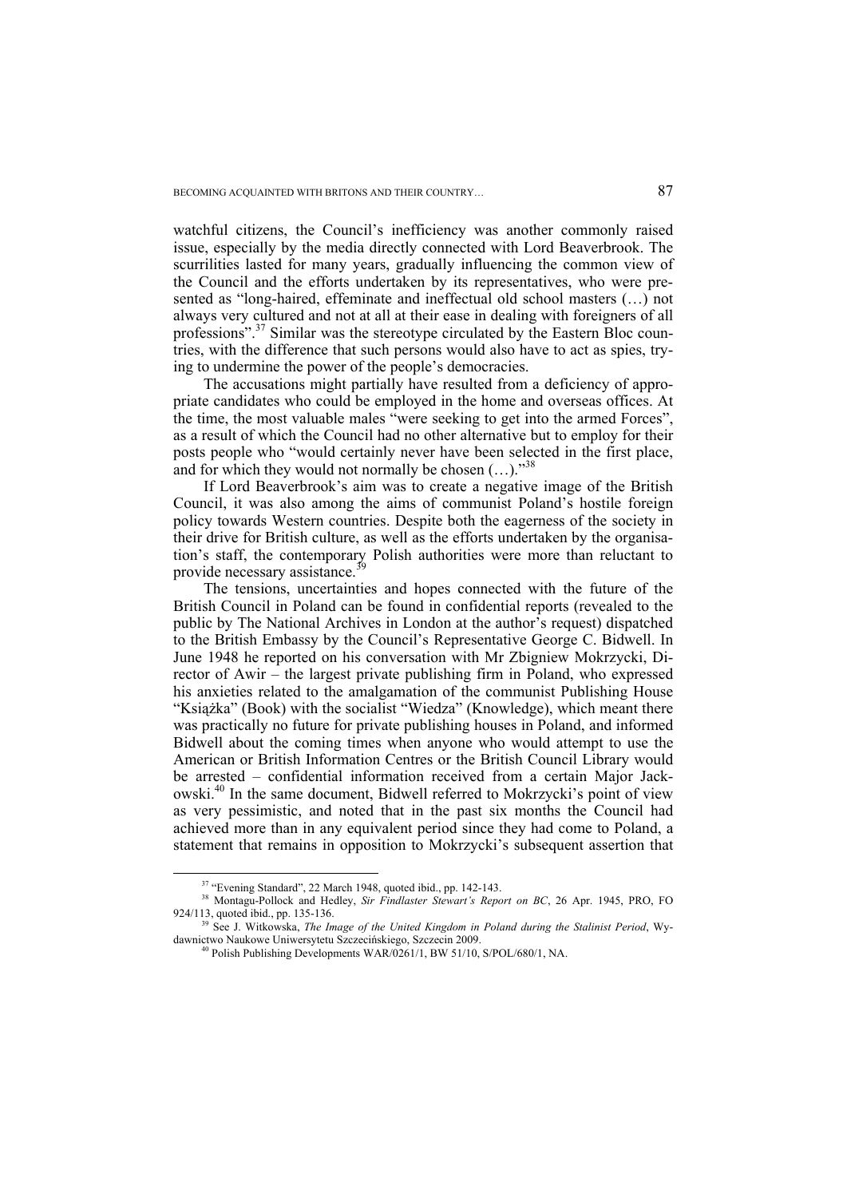watchful citizens, the Council's inefficiency was another commonly raised issue, especially by the media directly connected with Lord Beaverbrook. The scurrilities lasted for many years, gradually influencing the common view of the Council and the efforts undertaken by its representatives, who were presented as "long-haired, effeminate and ineffectual old school masters (…) not always very cultured and not at all at their ease in dealing with foreigners of all professions".[37] Similar was the stereotype circulated by the Eastern Bloc countries, with the difference that such persons would also have to act as spies, trying to undermine the power of the people's democracies.

The accusations might partially have resulted from a deficiency of appropriate candidates who could be employed in the home and overseas offices. At the time, the most valuable males "were seeking to get into the armed Forces", as a result of which the Council had no other alternative but to employ for their posts people who "would certainly never have been selected in the first place, and for which they would not normally be chosen (…)."[38]

If Lord Beaverbrook's aim was to create a negative image of the British Council, it was also among the aims of communist Poland's hostile foreign policy towards Western countries. Despite both the eagerness of the society in their drive for British culture, as well as the efforts undertaken by the organisation's staff, the contemporary Polish authorities were more than reluctant to provide necessary assistance.[39]

The tensions, uncertainties and hopes connected with the future of the British Council in Poland can be found in confidential reports (revealed to the public by The National Archives in London at the author's request) dispatched to the British Embassy by the Council's Representative George C. Bidwell. In June 1948 he reported on his conversation with Mr Zbigniew Mokrzycki, Director of Awir – the largest private publishing firm in Poland, who expressed his anxieties related to the amalgamation of the communist Publishing House "Książka" (Book) with the socialist "Wiedza" (Knowledge), which meant there was practically no future for private publishing houses in Poland, and informed Bidwell about the coming times when anyone who would attempt to use the American or British Information Centres or the British Council Library would be arrested – confidential information received from a certain Major Jackowski.[40] In the same document, Bidwell referred to Mokrzycki's point of view as very pessimistic, and noted that in the past six months the Council had achieved more than in any equivalent period since they had come to Poland, a statement that remains in opposition to Mokrzycki's subsequent assertion that

[37] "Evening Standard", 22 March 1948, quoted ibid., pp. 142-143.

[38] Montagu-Pollock and Hedley, *Sir Findlaster Stewart's Report on BC*, 26 Apr. 1945, PRO, FO 924/113, quoted ibid., pp. 135-136.

[39] See J. Witkowska, *The Image of the United Kingdom in Poland during the Stalinist Period*, Wydawnictwo Naukowe Uniwersytetu Szczecińskiego, Szczecin 2009.

[40] Polish Publishing Developments WAR/0261/1, BW 51/10, S/POL/680/1, NA.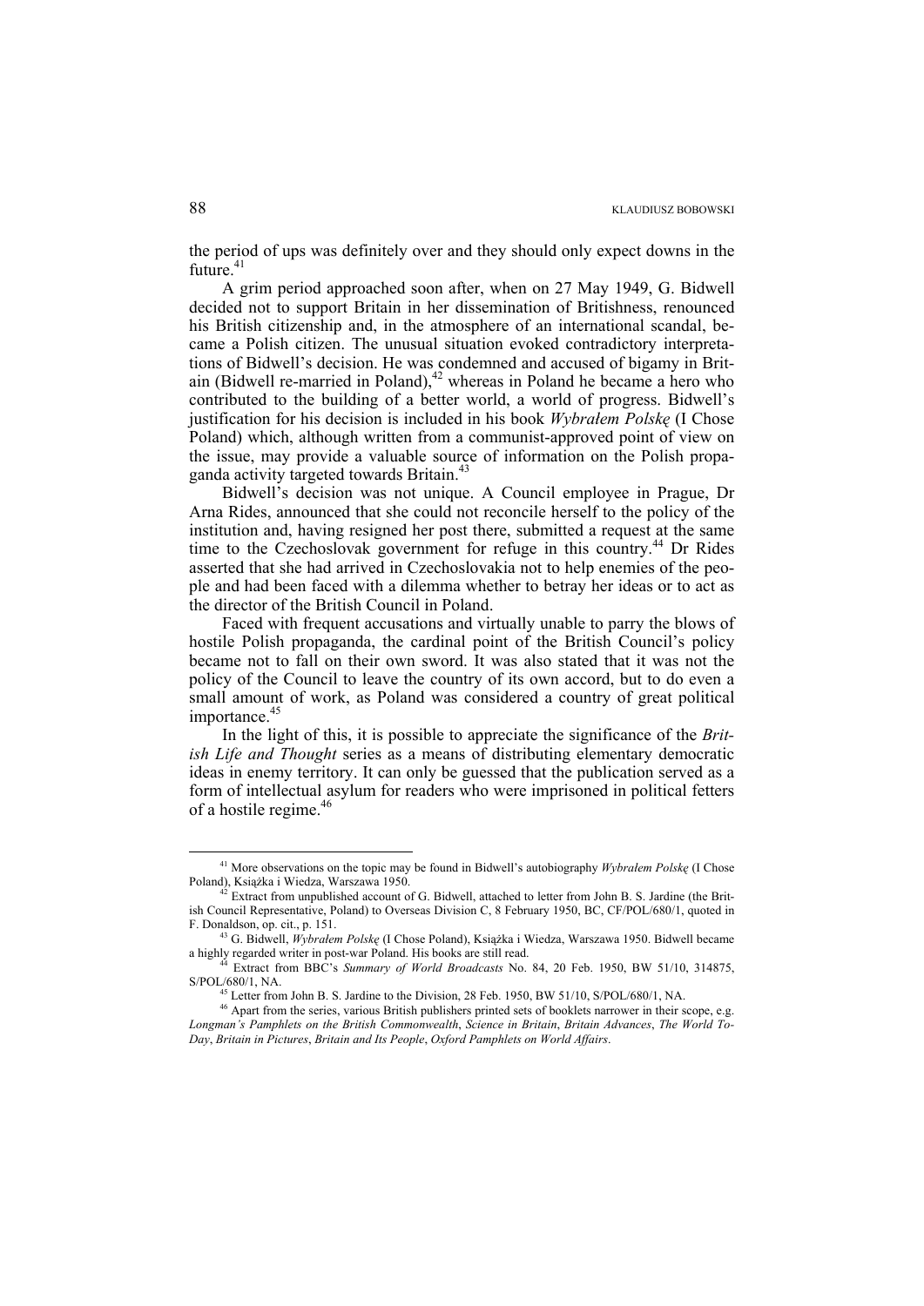the period of ups was definitely over and they should only expect downs in the future.[41]

A grim period approached soon after, when on 27 May 1949, G. Bidwell decided not to support Britain in her dissemination of Britishness, renounced his British citizenship and, in the atmosphere of an international scandal, became a Polish citizen. The unusual situation evoked contradictory interpretations of Bidwell's decision. He was condemned and accused of bigamy in Britain (Bidwell re-married in Poland),[42] whereas in Poland he became a hero who contributed to the building of a better world, a world of progress. Bidwell's justification for his decision is included in his book *Wybrałem Polskę* (I Chose Poland) which, although written from a communist-approved point of view on the issue, may provide a valuable source of information on the Polish propaganda activity targeted towards Britain.[43]

Bidwell's decision was not unique. A Council employee in Prague, Dr Arna Rides, announced that she could not reconcile herself to the policy of the institution and, having resigned her post there, submitted a request at the same time to the Czechoslovak government for refuge in this country.[44] Dr Rides asserted that she had arrived in Czechoslovakia not to help enemies of the people and had been faced with a dilemma whether to betray her ideas or to act as the director of the British Council in Poland.

Faced with frequent accusations and virtually unable to parry the blows of hostile Polish propaganda, the cardinal point of the British Council's policy became not to fall on their own sword. It was also stated that it was not the policy of the Council to leave the country of its own accord, but to do even a small amount of work, as Poland was considered a country of great political importance.[45]

In the light of this, it is possible to appreciate the significance of the *British Life and Thought* series as a means of distributing elementary democratic ideas in enemy territory. It can only be guessed that the publication served as a form of intellectual asylum for readers who were imprisoned in political fetters of a hostile regime.[46]

---

[41] More observations on the topic may be found in Bidwell's autobiography *Wybrałem Polskę* (I Chose Poland), Książka i Wiedza, Warszawa 1950.

[42] Extract from unpublished account of G. Bidwell, attached to letter from John B. S. Jardine (the British Council Representative, Poland) to Overseas Division C, 8 February 1950, BC, CF/POL/680/1, quoted in F. Donaldson, op. cit., p. 151.

[43] G. Bidwell, *Wybrałem Polskę* (I Chose Poland), Książka i Wiedza, Warszawa 1950. Bidwell became a highly regarded writer in post-war Poland. His books are still read.

[44] Extract from BBC's *Summary of World Broadcasts* No. 84, 20 Feb. 1950, BW 51/10, 314875, S/POL/680/1, NA.

[45] Letter from John B. S. Jardine to the Division, 28 Feb. 1950, BW 51/10, S/POL/680/1, NA.

[46] Apart from the series, various British publishers printed sets of booklets narrower in their scope, e.g. *Longman's Pamphlets on the British Commonwealth*, *Science in Britain*, *Britain Advances*, *The World To-Day*, *Britain in Pictures*, *Britain and Its People*, *Oxford Pamphlets on World Affairs*.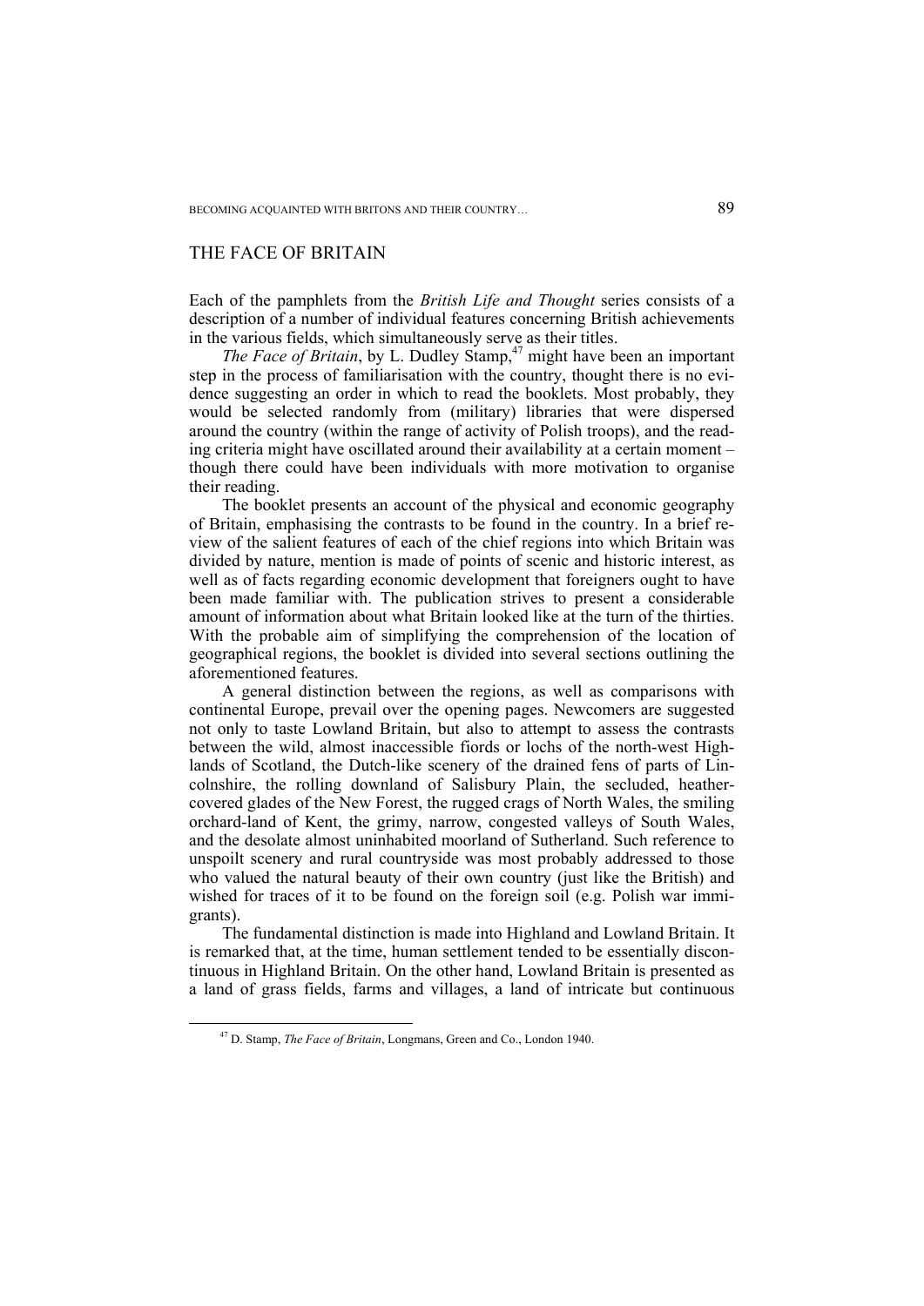## THE FACE OF BRITAIN

Each of the pamphlets from the *British Life and Thought* series consists of a description of a number of individual features concerning British achievements in the various fields, which simultaneously serve as their titles.

*The Face of Britain*, by L. Dudley Stamp,[47] might have been an important step in the process of familiarisation with the country, thought there is no evidence suggesting an order in which to read the booklets. Most probably, they would be selected randomly from (military) libraries that were dispersed around the country (within the range of activity of Polish troops), and the reading criteria might have oscillated around their availability at a certain moment – though there could have been individuals with more motivation to organise their reading.

The booklet presents an account of the physical and economic geography of Britain, emphasising the contrasts to be found in the country. In a brief review of the salient features of each of the chief regions into which Britain was divided by nature, mention is made of points of scenic and historic interest, as well as of facts regarding economic development that foreigners ought to have been made familiar with. The publication strives to present a considerable amount of information about what Britain looked like at the turn of the thirties. With the probable aim of simplifying the comprehension of the location of geographical regions, the booklet is divided into several sections outlining the aforementioned features.

A general distinction between the regions, as well as comparisons with continental Europe, prevail over the opening pages. Newcomers are suggested not only to taste Lowland Britain, but also to attempt to assess the contrasts between the wild, almost inaccessible fiords or lochs of the north-west Highlands of Scotland, the Dutch-like scenery of the drained fens of parts of Lincolnshire, the rolling downland of Salisbury Plain, the secluded, heather-covered glades of the New Forest, the rugged crags of North Wales, the smiling orchard-land of Kent, the grimy, narrow, congested valleys of South Wales, and the desolate almost uninhabited moorland of Sutherland. Such reference to unspoilt scenery and rural countryside was most probably addressed to those who valued the natural beauty of their own country (just like the British) and wished for traces of it to be found on the foreign soil (e.g. Polish war immigrants).

The fundamental distinction is made into Highland and Lowland Britain. It is remarked that, at the time, human settlement tended to be essentially discontinuous in Highland Britain. On the other hand, Lowland Britain is presented as a land of grass fields, farms and villages, a land of intricate but continuous

[47] D. Stamp, *The Face of Britain*, Longmans, Green and Co., London 1940.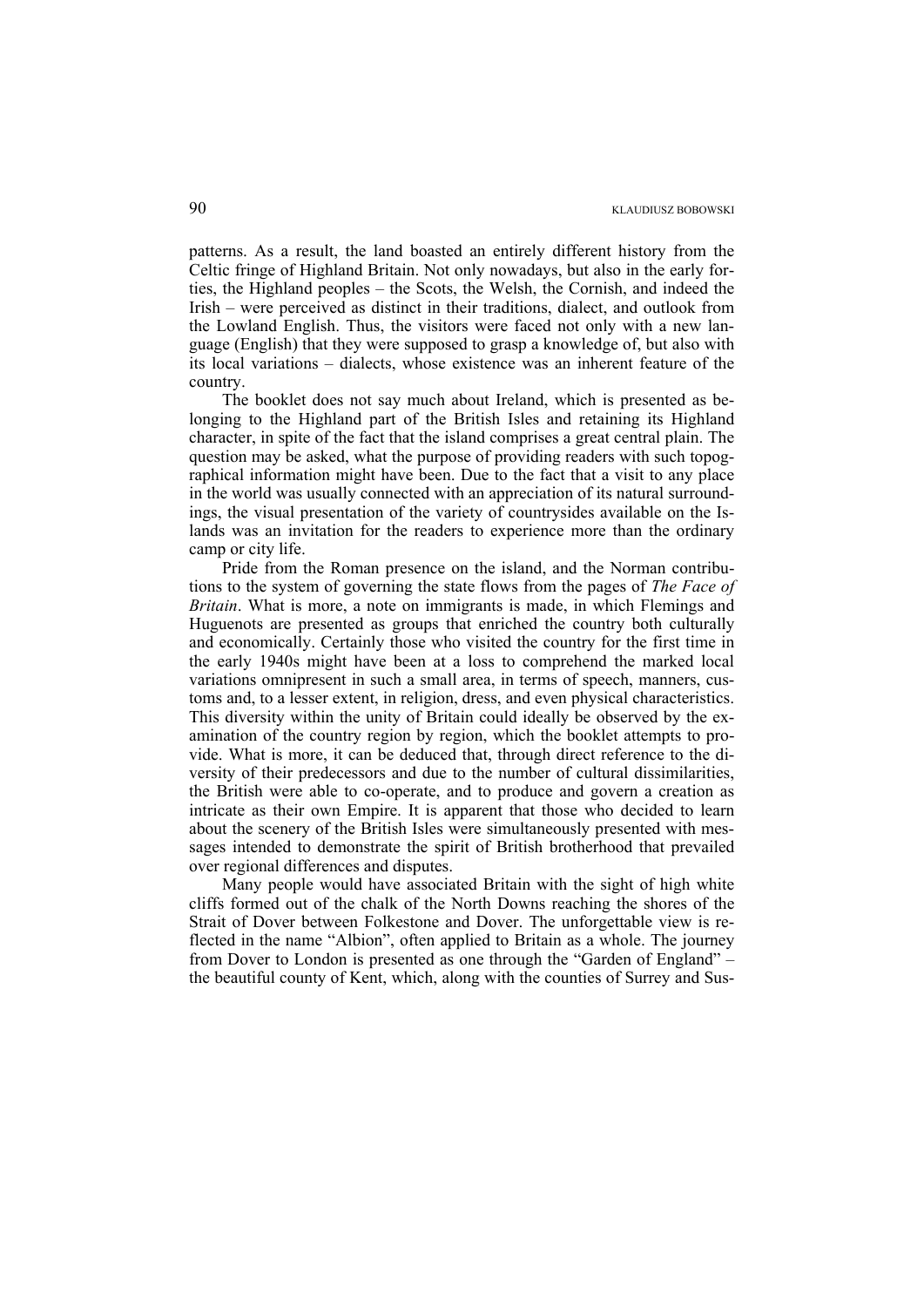patterns. As a result, the land boasted an entirely different history from the Celtic fringe of Highland Britain. Not only nowadays, but also in the early forties, the Highland peoples – the Scots, the Welsh, the Cornish, and indeed the Irish – were perceived as distinct in their traditions, dialect, and outlook from the Lowland English. Thus, the visitors were faced not only with a new language (English) that they were supposed to grasp a knowledge of, but also with its local variations – dialects, whose existence was an inherent feature of the country.

The booklet does not say much about Ireland, which is presented as belonging to the Highland part of the British Isles and retaining its Highland character, in spite of the fact that the island comprises a great central plain. The question may be asked, what the purpose of providing readers with such topographical information might have been. Due to the fact that a visit to any place in the world was usually connected with an appreciation of its natural surroundings, the visual presentation of the variety of countrysides available on the Islands was an invitation for the readers to experience more than the ordinary camp or city life.

Pride from the Roman presence on the island, and the Norman contributions to the system of governing the state flows from the pages of *The Face of Britain*. What is more, a note on immigrants is made, in which Flemings and Huguenots are presented as groups that enriched the country both culturally and economically. Certainly those who visited the country for the first time in the early 1940s might have been at a loss to comprehend the marked local variations omnipresent in such a small area, in terms of speech, manners, customs and, to a lesser extent, in religion, dress, and even physical characteristics. This diversity within the unity of Britain could ideally be observed by the examination of the country region by region, which the booklet attempts to provide. What is more, it can be deduced that, through direct reference to the diversity of their predecessors and due to the number of cultural dissimilarities, the British were able to co-operate, and to produce and govern a creation as intricate as their own Empire. It is apparent that those who decided to learn about the scenery of the British Isles were simultaneously presented with messages intended to demonstrate the spirit of British brotherhood that prevailed over regional differences and disputes.

Many people would have associated Britain with the sight of high white cliffs formed out of the chalk of the North Downs reaching the shores of the Strait of Dover between Folkestone and Dover. The unforgettable view is reflected in the name "Albion", often applied to Britain as a whole. The journey from Dover to London is presented as one through the "Garden of England" – the beautiful county of Kent, which, along with the counties of Surrey and Sus-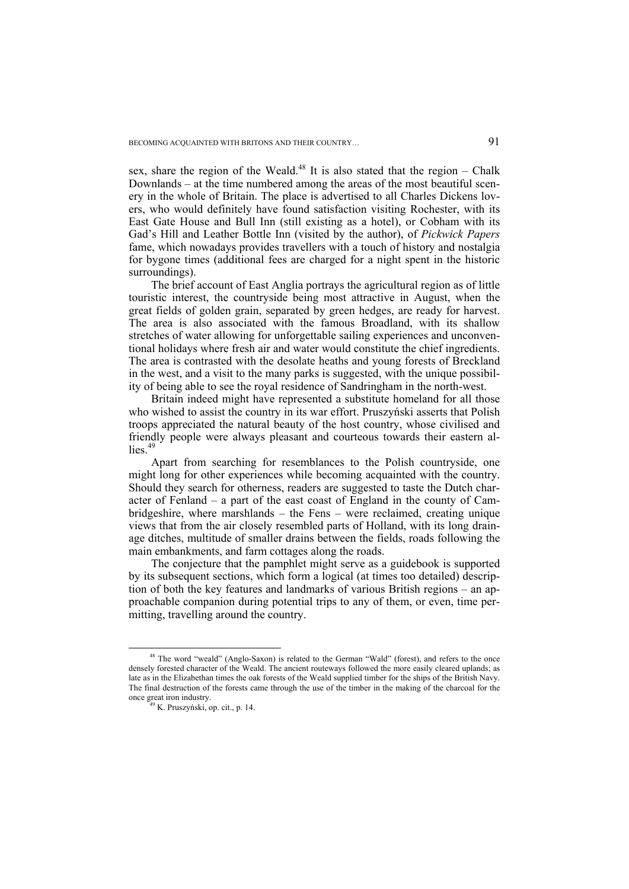sex, share the region of the Weald.[48] It is also stated that the region – Chalk Downlands – at the time numbered among the areas of the most beautiful scenery in the whole of Britain. The place is advertised to all Charles Dickens lovers, who would definitely have found satisfaction visiting Rochester, with its East Gate House and Bull Inn (still existing as a hotel), or Cobham with its Gad's Hill and Leather Bottle Inn (visited by the author), of *Pickwick Papers* fame, which nowadays provides travellers with a touch of history and nostalgia for bygone times (additional fees are charged for a night spent in the historic surroundings).

The brief account of East Anglia portrays the agricultural region as of little touristic interest, the countryside being most attractive in August, when the great fields of golden grain, separated by green hedges, are ready for harvest. The area is also associated with the famous Broadland, with its shallow stretches of water allowing for unforgettable sailing experiences and unconventional holidays where fresh air and water would constitute the chief ingredients. The area is contrasted with the desolate heaths and young forests of Breckland in the west, and a visit to the many parks is suggested, with the unique possibility of being able to see the royal residence of Sandringham in the north-west.

Britain indeed might have represented a substitute homeland for all those who wished to assist the country in its war effort. Pruszyński asserts that Polish troops appreciated the natural beauty of the host country, whose civilised and friendly people were always pleasant and courteous towards their eastern allies.[49]

Apart from searching for resemblances to the Polish countryside, one might long for other experiences while becoming acquainted with the country. Should they search for otherness, readers are suggested to taste the Dutch character of Fenland – a part of the east coast of England in the county of Cambridgeshire, where marshlands – the Fens – were reclaimed, creating unique views that from the air closely resembled parts of Holland, with its long drainage ditches, multitude of smaller drains between the fields, roads following the main embankments, and farm cottages along the roads.

The conjecture that the pamphlet might serve as a guidebook is supported by its subsequent sections, which form a logical (at times too detailed) description of both the key features and landmarks of various British regions – an approachable companion during potential trips to any of them, or even, time permitting, travelling around the country.

---

[48] The word "weald" (Anglo-Saxon) is related to the German "Wald" (forest), and refers to the once densely forested character of the Weald. The ancient routeways followed the more easily cleared uplands; as late as in the Elizabethan times the oak forests of the Weald supplied timber for the ships of the British Navy. The final destruction of the forests came through the use of the timber in the making of the charcoal for the once great iron industry.

[49] K. Pruszyński, op. cit., p. 14.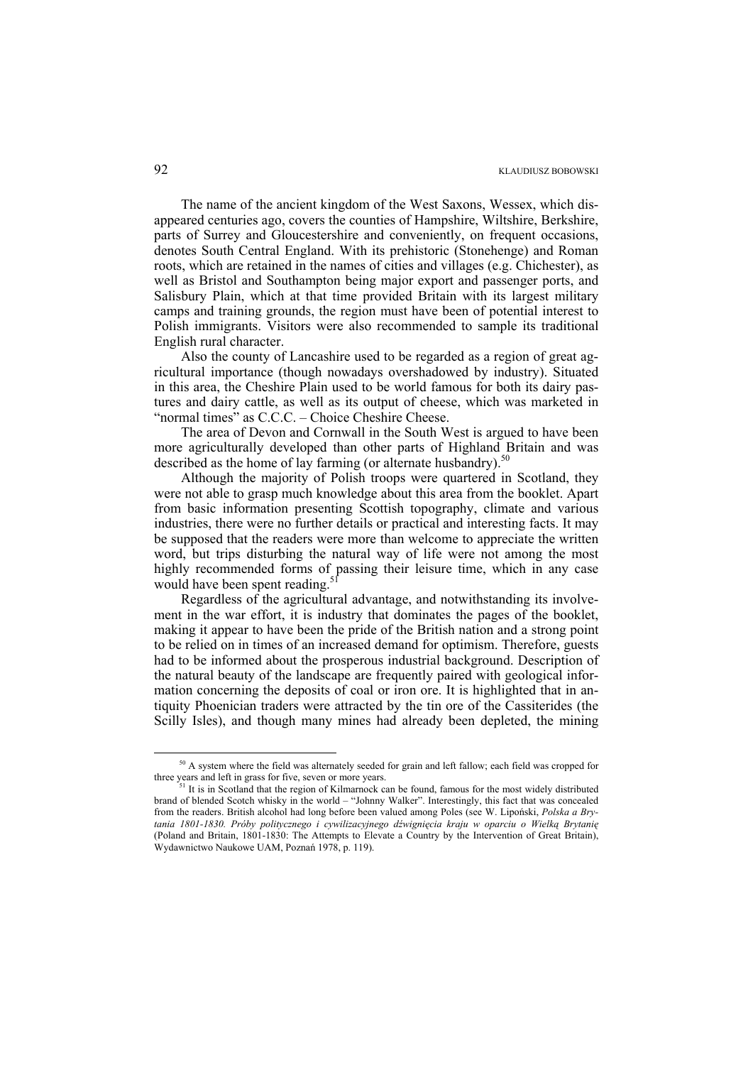The name of the ancient kingdom of the West Saxons, Wessex, which disappeared centuries ago, covers the counties of Hampshire, Wiltshire, Berkshire, parts of Surrey and Gloucestershire and conveniently, on frequent occasions, denotes South Central England. With its prehistoric (Stonehenge) and Roman roots, which are retained in the names of cities and villages (e.g. Chichester), as well as Bristol and Southampton being major export and passenger ports, and Salisbury Plain, which at that time provided Britain with its largest military camps and training grounds, the region must have been of potential interest to Polish immigrants. Visitors were also recommended to sample its traditional English rural character.

Also the county of Lancashire used to be regarded as a region of great agricultural importance (though nowadays overshadowed by industry). Situated in this area, the Cheshire Plain used to be world famous for both its dairy pastures and dairy cattle, as well as its output of cheese, which was marketed in "normal times" as C.C.C. – Choice Cheshire Cheese.

The area of Devon and Cornwall in the South West is argued to have been more agriculturally developed than other parts of Highland Britain and was described as the home of lay farming (or alternate husbandry).[50]

Although the majority of Polish troops were quartered in Scotland, they were not able to grasp much knowledge about this area from the booklet. Apart from basic information presenting Scottish topography, climate and various industries, there were no further details or practical and interesting facts. It may be supposed that the readers were more than welcome to appreciate the written word, but trips disturbing the natural way of life were not among the most highly recommended forms of passing their leisure time, which in any case would have been spent reading.[51]

Regardless of the agricultural advantage, and notwithstanding its involvement in the war effort, it is industry that dominates the pages of the booklet, making it appear to have been the pride of the British nation and a strong point to be relied on in times of an increased demand for optimism. Therefore, guests had to be informed about the prosperous industrial background. Description of the natural beauty of the landscape are frequently paired with geological information concerning the deposits of coal or iron ore. It is highlighted that in antiquity Phoenician traders were attracted by the tin ore of the Cassiterides (the Scilly Isles), and though many mines had already been depleted, the mining

---

[50] A system where the field was alternately seeded for grain and left fallow; each field was cropped for three years and left in grass for five, seven or more years.

[51] It is in Scotland that the region of Kilmarnock can be found, famous for the most widely distributed brand of blended Scotch whisky in the world – "Johnny Walker". Interestingly, this fact that was concealed from the readers. British alcohol had long before been valued among Poles (see W. Lipoński, *Polska a Brytania 1801-1830. Próby politycznego i cywilizacyjnego dźwignięcia kraju w oparciu o Wielką Brytanię* (Poland and Britain, 1801-1830: The Attempts to Elevate a Country by the Intervention of Great Britain), Wydawnictwo Naukowe UAM, Poznań 1978, p. 119).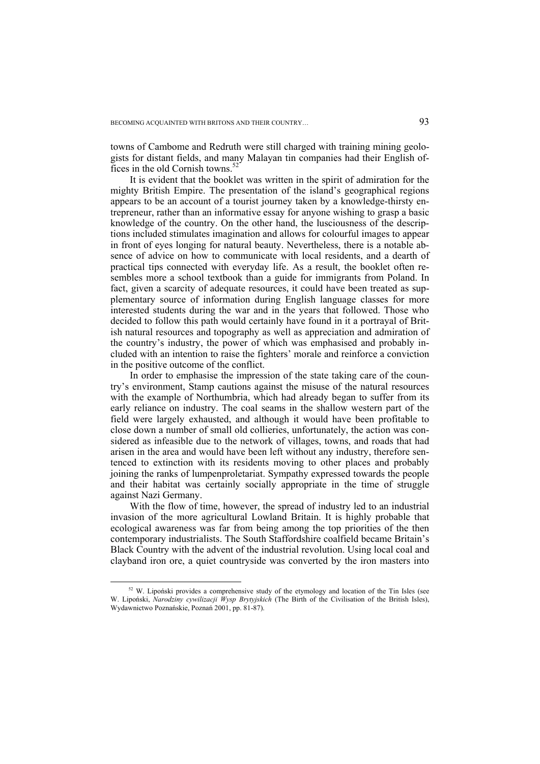towns of Cambome and Redruth were still charged with training mining geologists for distant fields, and many Malayan tin companies had their English offices in the old Cornish towns.[52]

It is evident that the booklet was written in the spirit of admiration for the mighty British Empire. The presentation of the island's geographical regions appears to be an account of a tourist journey taken by a knowledge-thirsty entrepreneur, rather than an informative essay for anyone wishing to grasp a basic knowledge of the country. On the other hand, the lusciousness of the descriptions included stimulates imagination and allows for colourful images to appear in front of eyes longing for natural beauty. Nevertheless, there is a notable absence of advice on how to communicate with local residents, and a dearth of practical tips connected with everyday life. As a result, the booklet often resembles more a school textbook than a guide for immigrants from Poland. In fact, given a scarcity of adequate resources, it could have been treated as supplementary source of information during English language classes for more interested students during the war and in the years that followed. Those who decided to follow this path would certainly have found in it a portrayal of British natural resources and topography as well as appreciation and admiration of the country's industry, the power of which was emphasised and probably included with an intention to raise the fighters' morale and reinforce a conviction in the positive outcome of the conflict.

In order to emphasise the impression of the state taking care of the country's environment, Stamp cautions against the misuse of the natural resources with the example of Northumbria, which had already began to suffer from its early reliance on industry. The coal seams in the shallow western part of the field were largely exhausted, and although it would have been profitable to close down a number of small old collieries, unfortunately, the action was considered as infeasible due to the network of villages, towns, and roads that had arisen in the area and would have been left without any industry, therefore sentenced to extinction with its residents moving to other places and probably joining the ranks of lumpenproletariat. Sympathy expressed towards the people and their habitat was certainly socially appropriate in the time of struggle against Nazi Germany.

With the flow of time, however, the spread of industry led to an industrial invasion of the more agricultural Lowland Britain. It is highly probable that ecological awareness was far from being among the top priorities of the then contemporary industrialists. The South Staffordshire coalfield became Britain's Black Country with the advent of the industrial revolution. Using local coal and clayband iron ore, a quiet countryside was converted by the iron masters into

[52] W. Lipoński provides a comprehensive study of the etymology and location of the Tin Isles (see W. Lipoński, *Narodziny cywilizacji Wysp Brytyjskich* (The Birth of the Civilisation of the British Isles), Wydawnictwo Poznańskie, Poznań 2001, pp. 81-87).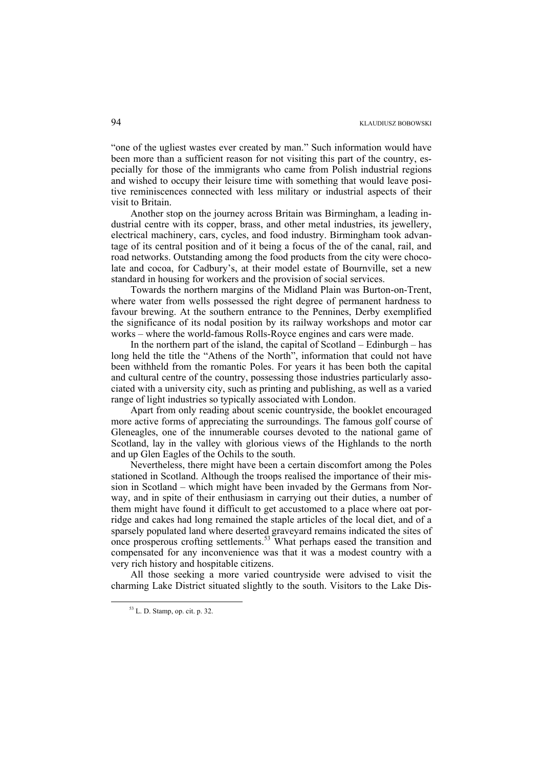"one of the ugliest wastes ever created by man." Such information would have been more than a sufficient reason for not visiting this part of the country, especially for those of the immigrants who came from Polish industrial regions and wished to occupy their leisure time with something that would leave positive reminiscences connected with less military or industrial aspects of their visit to Britain.

Another stop on the journey across Britain was Birmingham, a leading industrial centre with its copper, brass, and other metal industries, its jewellery, electrical machinery, cars, cycles, and food industry. Birmingham took advantage of its central position and of it being a focus of the of the canal, rail, and road networks. Outstanding among the food products from the city were chocolate and cocoa, for Cadbury's, at their model estate of Bournville, set a new standard in housing for workers and the provision of social services.

Towards the northern margins of the Midland Plain was Burton-on-Trent, where water from wells possessed the right degree of permanent hardness to favour brewing. At the southern entrance to the Pennines, Derby exemplified the significance of its nodal position by its railway workshops and motor car works – where the world-famous Rolls-Royce engines and cars were made.

In the northern part of the island, the capital of Scotland – Edinburgh – has long held the title the "Athens of the North", information that could not have been withheld from the romantic Poles. For years it has been both the capital and cultural centre of the country, possessing those industries particularly associated with a university city, such as printing and publishing, as well as a varied range of light industries so typically associated with London.

Apart from only reading about scenic countryside, the booklet encouraged more active forms of appreciating the surroundings. The famous golf course of Gleneagles, one of the innumerable courses devoted to the national game of Scotland, lay in the valley with glorious views of the Highlands to the north and up Glen Eagles of the Ochils to the south.

Nevertheless, there might have been a certain discomfort among the Poles stationed in Scotland. Although the troops realised the importance of their mission in Scotland – which might have been invaded by the Germans from Norway, and in spite of their enthusiasm in carrying out their duties, a number of them might have found it difficult to get accustomed to a place where oat porridge and cakes had long remained the staple articles of the local diet, and of a sparsely populated land where deserted graveyard remains indicated the sites of once prosperous crofting settlements.[53] What perhaps eased the transition and compensated for any inconvenience was that it was a modest country with a very rich history and hospitable citizens.

All those seeking a more varied countryside were advised to visit the charming Lake District situated slightly to the south. Visitors to the Lake Dis-

[53] L. D. Stamp, op. cit. p. 32.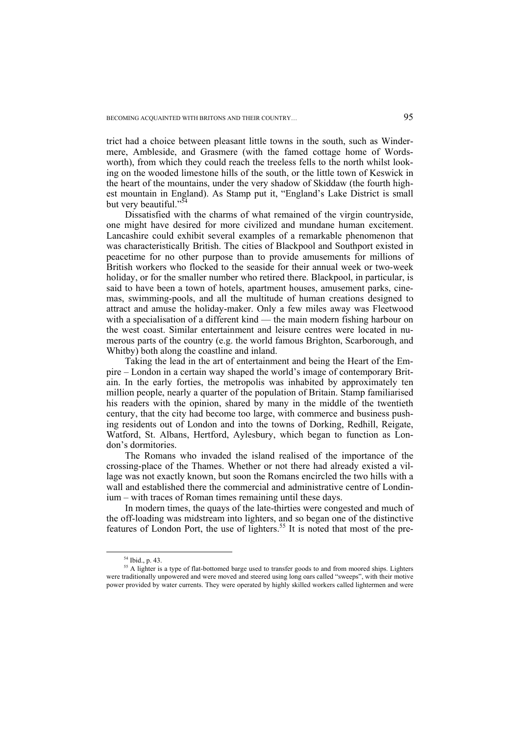trict had a choice between pleasant little towns in the south, such as Windermere, Ambleside, and Grasmere (with the famed cottage home of Wordsworth), from which they could reach the treeless fells to the north whilst looking on the wooded limestone hills of the south, or the little town of Keswick in the heart of the mountains, under the very shadow of Skiddaw (the fourth highest mountain in England). As Stamp put it, "England's Lake District is small but very beautiful."[54]

Dissatisfied with the charms of what remained of the virgin countryside, one might have desired for more civilized and mundane human excitement. Lancashire could exhibit several examples of a remarkable phenomenon that was characteristically British. The cities of Blackpool and Southport existed in peacetime for no other purpose than to provide amusements for millions of British workers who flocked to the seaside for their annual week or two-week holiday, or for the smaller number who retired there. Blackpool, in particular, is said to have been a town of hotels, apartment houses, amusement parks, cinemas, swimming-pools, and all the multitude of human creations designed to attract and amuse the holiday-maker. Only a few miles away was Fleetwood with a specialisation of a different kind — the main modern fishing harbour on the west coast. Similar entertainment and leisure centres were located in numerous parts of the country (e.g. the world famous Brighton, Scarborough, and Whitby) both along the coastline and inland.

Taking the lead in the art of entertainment and being the Heart of the Empire – London in a certain way shaped the world's image of contemporary Britain. In the early forties, the metropolis was inhabited by approximately ten million people, nearly a quarter of the population of Britain. Stamp familiarised his readers with the opinion, shared by many in the middle of the twentieth century, that the city had become too large, with commerce and business pushing residents out of London and into the towns of Dorking, Redhill, Reigate, Watford, St. Albans, Hertford, Aylesbury, which began to function as London's dormitories.

The Romans who invaded the island realised of the importance of the crossing-place of the Thames. Whether or not there had already existed a village was not exactly known, but soon the Romans encircled the two hills with a wall and established there the commercial and administrative centre of Londinium – with traces of Roman times remaining until these days.

In modern times, the quays of the late-thirties were congested and much of the off-loading was midstream into lighters, and so began one of the distinctive features of London Port, the use of lighters.[55] It is noted that most of the pre-

---

[54] Ibid., p. 43.

[55] A lighter is a type of flat-bottomed barge used to transfer goods to and from moored ships. Lighters were traditionally unpowered and were moved and steered using long oars called "sweeps", with their motive power provided by water currents. They were operated by highly skilled workers called lightermen and were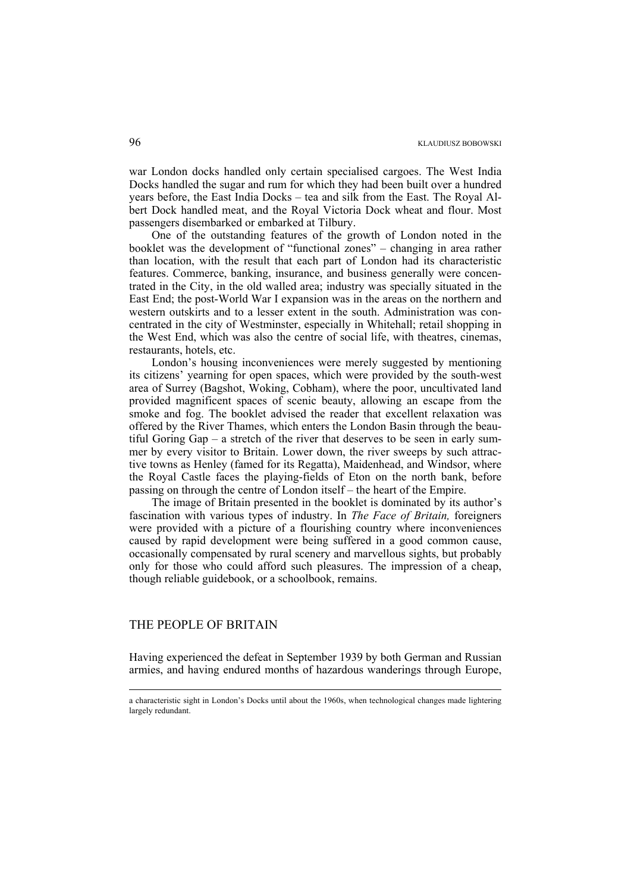war London docks handled only certain specialised cargoes. The West India Docks handled the sugar and rum for which they had been built over a hundred years before, the East India Docks – tea and silk from the East. The Royal Albert Dock handled meat, and the Royal Victoria Dock wheat and flour. Most passengers disembarked or embarked at Tilbury.

One of the outstanding features of the growth of London noted in the booklet was the development of "functional zones" – changing in area rather than location, with the result that each part of London had its characteristic features. Commerce, banking, insurance, and business generally were concentrated in the City, in the old walled area; industry was specially situated in the East End; the post-World War I expansion was in the areas on the northern and western outskirts and to a lesser extent in the south. Administration was concentrated in the city of Westminster, especially in Whitehall; retail shopping in the West End, which was also the centre of social life, with theatres, cinemas, restaurants, hotels, etc.

London's housing inconveniences were merely suggested by mentioning its citizens' yearning for open spaces, which were provided by the south-west area of Surrey (Bagshot, Woking, Cobham), where the poor, uncultivated land provided magnificent spaces of scenic beauty, allowing an escape from the smoke and fog. The booklet advised the reader that excellent relaxation was offered by the River Thames, which enters the London Basin through the beautiful Goring Gap – a stretch of the river that deserves to be seen in early summer by every visitor to Britain. Lower down, the river sweeps by such attractive towns as Henley (famed for its Regatta), Maidenhead, and Windsor, where the Royal Castle faces the playing-fields of Eton on the north bank, before passing on through the centre of London itself – the heart of the Empire.

The image of Britain presented in the booklet is dominated by its author's fascination with various types of industry. In *The Face of Britain,* foreigners were provided with a picture of a flourishing country where inconveniences caused by rapid development were being suffered in a good common cause, occasionally compensated by rural scenery and marvellous sights, but probably only for those who could afford such pleasures. The impression of a cheap, though reliable guidebook, or a schoolbook, remains.

## THE PEOPLE OF BRITAIN

Having experienced the defeat in September 1939 by both German and Russian armies, and having endured months of hazardous wanderings through Europe,

---

a characteristic sight in London's Docks until about the 1960s, when technological changes made lightering largely redundant.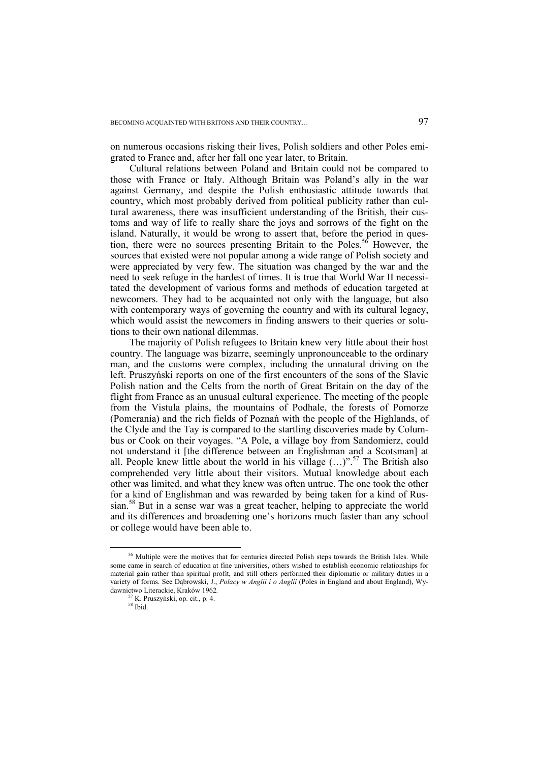on numerous occasions risking their lives, Polish soldiers and other Poles emigrated to France and, after her fall one year later, to Britain.

Cultural relations between Poland and Britain could not be compared to those with France or Italy. Although Britain was Poland's ally in the war against Germany, and despite the Polish enthusiastic attitude towards that country, which most probably derived from political publicity rather than cultural awareness, there was insufficient understanding of the British, their customs and way of life to really share the joys and sorrows of the fight on the island. Naturally, it would be wrong to assert that, before the period in question, there were no sources presenting Britain to the Poles.[56] However, the sources that existed were not popular among a wide range of Polish society and were appreciated by very few. The situation was changed by the war and the need to seek refuge in the hardest of times. It is true that World War II necessitated the development of various forms and methods of education targeted at newcomers. They had to be acquainted not only with the language, but also with contemporary ways of governing the country and with its cultural legacy, which would assist the newcomers in finding answers to their queries or solutions to their own national dilemmas.

The majority of Polish refugees to Britain knew very little about their host country. The language was bizarre, seemingly unpronounceable to the ordinary man, and the customs were complex, including the unnatural driving on the left. Pruszyński reports on one of the first encounters of the sons of the Slavic Polish nation and the Celts from the north of Great Britain on the day of the flight from France as an unusual cultural experience. The meeting of the people from the Vistula plains, the mountains of Podhale, the forests of Pomorze (Pomerania) and the rich fields of Poznań with the people of the Highlands, of the Clyde and the Tay is compared to the startling discoveries made by Columbus or Cook on their voyages. "A Pole, a village boy from Sandomierz, could not understand it [the difference between an Englishman and a Scotsman] at all. People knew little about the world in his village (…)".[57] The British also comprehended very little about their visitors. Mutual knowledge about each other was limited, and what they knew was often untrue. The one took the other for a kind of Englishman and was rewarded by being taken for a kind of Russian.[58] But in a sense war was a great teacher, helping to appreciate the world and its differences and broadening one's horizons much faster than any school or college would have been able to.

---

[56] Multiple were the motives that for centuries directed Polish steps towards the British Isles. While some came in search of education at fine universities, others wished to establish economic relationships for material gain rather than spiritual profit, and still others performed their diplomatic or military duties in a variety of forms. See Dąbrowski, J., *Polacy w Anglii i o Anglii* (Poles in England and about England), Wydawnictwo Literackie, Kraków 1962.

[57] K. Pruszyński, op. cit., p. 4.

[58] Ibid.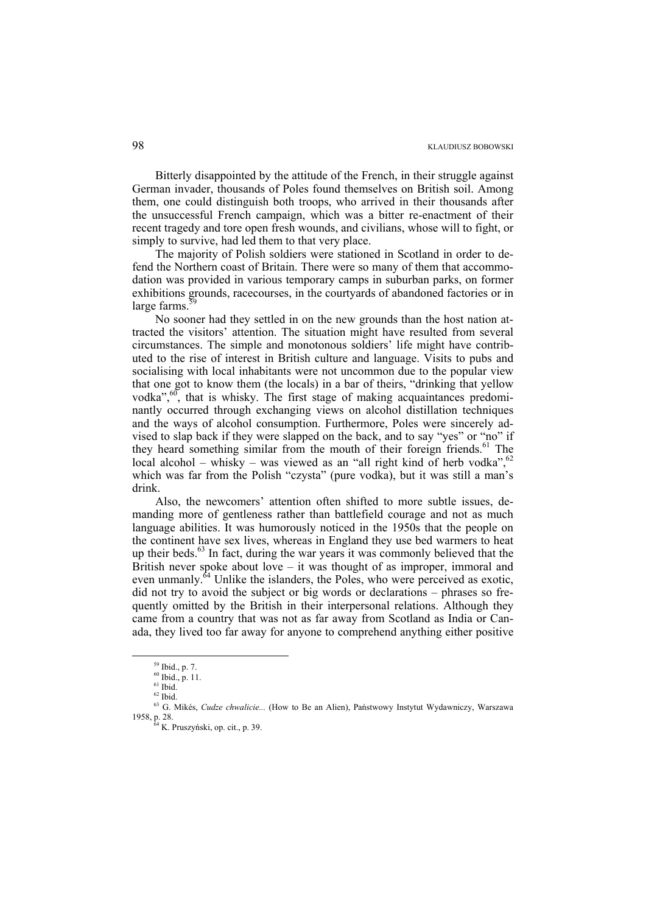Bitterly disappointed by the attitude of the French, in their struggle against German invader, thousands of Poles found themselves on British soil. Among them, one could distinguish both troops, who arrived in their thousands after the unsuccessful French campaign, which was a bitter re-enactment of their recent tragedy and tore open fresh wounds, and civilians, whose will to fight, or simply to survive, had led them to that very place.

The majority of Polish soldiers were stationed in Scotland in order to defend the Northern coast of Britain. There were so many of them that accommodation was provided in various temporary camps in suburban parks, on former exhibitions grounds, racecourses, in the courtyards of abandoned factories or in large farms.[59]

No sooner had they settled in on the new grounds than the host nation attracted the visitors' attention. The situation might have resulted from several circumstances. The simple and monotonous soldiers' life might have contributed to the rise of interest in British culture and language. Visits to pubs and socialising with local inhabitants were not uncommon due to the popular view that one got to know them (the locals) in a bar of theirs, "drinking that yellow vodka",[60], that is whisky. The first stage of making acquaintances predominantly occurred through exchanging views on alcohol distillation techniques and the ways of alcohol consumption. Furthermore, Poles were sincerely advised to slap back if they were slapped on the back, and to say "yes" or "no" if they heard something similar from the mouth of their foreign friends.[61] The local alcohol – whisky – was viewed as an "all right kind of herb vodka",[62] which was far from the Polish "czysta" (pure vodka), but it was still a man's drink.

Also, the newcomers' attention often shifted to more subtle issues, demanding more of gentleness rather than battlefield courage and not as much language abilities. It was humorously noticed in the 1950s that the people on the continent have sex lives, whereas in England they use bed warmers to heat up their beds.[63] In fact, during the war years it was commonly believed that the British never spoke about love – it was thought of as improper, immoral and even unmanly.[64] Unlike the islanders, the Poles, who were perceived as exotic, did not try to avoid the subject or big words or declarations – phrases so frequently omitted by the British in their interpersonal relations. Although they came from a country that was not as far away from Scotland as India or Canada, they lived too far away for anyone to comprehend anything either positive

---

[59] Ibid., p. 7.

[60] Ibid., p. 11.

[61] Ibid.

[62] Ibid.

[63] G. Mikés, *Cudze chwalicie...* (How to Be an Alien), Państwowy Instytut Wydawniczy, Warszawa 1958, p. 28.

[64] K. Pruszyński, op. cit., p. 39.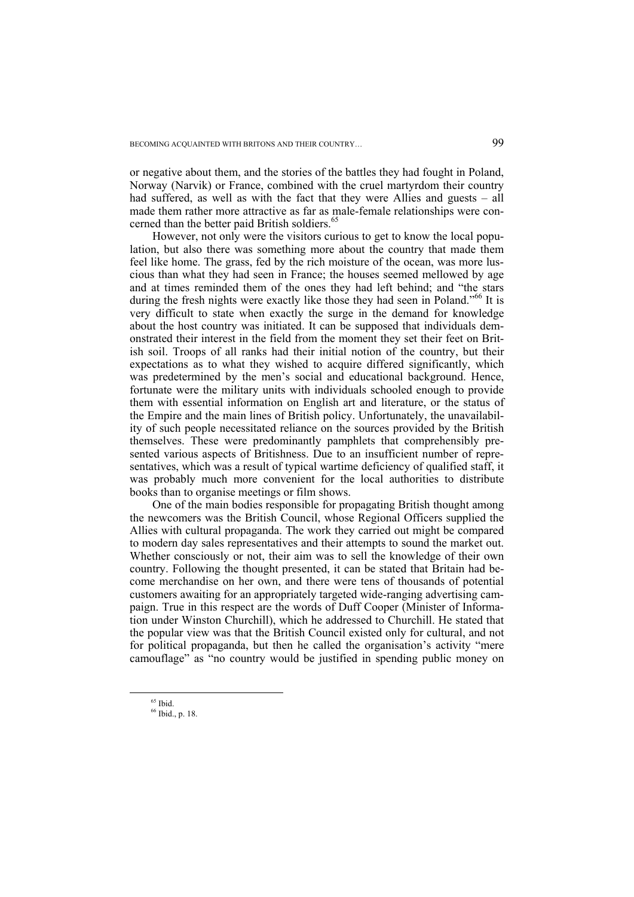or negative about them, and the stories of the battles they had fought in Poland, Norway (Narvik) or France, combined with the cruel martyrdom their country had suffered, as well as with the fact that they were Allies and guests – all made them rather more attractive as far as male-female relationships were concerned than the better paid British soldiers.[65]

However, not only were the visitors curious to get to know the local population, but also there was something more about the country that made them feel like home. The grass, fed by the rich moisture of the ocean, was more luscious than what they had seen in France; the houses seemed mellowed by age and at times reminded them of the ones they had left behind; and "the stars during the fresh nights were exactly like those they had seen in Poland."[66] It is very difficult to state when exactly the surge in the demand for knowledge about the host country was initiated. It can be supposed that individuals demonstrated their interest in the field from the moment they set their feet on British soil. Troops of all ranks had their initial notion of the country, but their expectations as to what they wished to acquire differed significantly, which was predetermined by the men's social and educational background. Hence, fortunate were the military units with individuals schooled enough to provide them with essential information on English art and literature, or the status of the Empire and the main lines of British policy. Unfortunately, the unavailability of such people necessitated reliance on the sources provided by the British themselves. These were predominantly pamphlets that comprehensibly presented various aspects of Britishness. Due to an insufficient number of representatives, which was a result of typical wartime deficiency of qualified staff, it was probably much more convenient for the local authorities to distribute books than to organise meetings or film shows.

One of the main bodies responsible for propagating British thought among the newcomers was the British Council, whose Regional Officers supplied the Allies with cultural propaganda. The work they carried out might be compared to modern day sales representatives and their attempts to sound the market out. Whether consciously or not, their aim was to sell the knowledge of their own country. Following the thought presented, it can be stated that Britain had become merchandise on her own, and there were tens of thousands of potential customers awaiting for an appropriately targeted wide-ranging advertising campaign. True in this respect are the words of Duff Cooper (Minister of Information under Winston Churchill), which he addressed to Churchill. He stated that the popular view was that the British Council existed only for cultural, and not for political propaganda, but then he called the organisation's activity "mere camouflage" as "no country would be justified in spending public money on

[65] Ibid.

[66] Ibid., p. 18.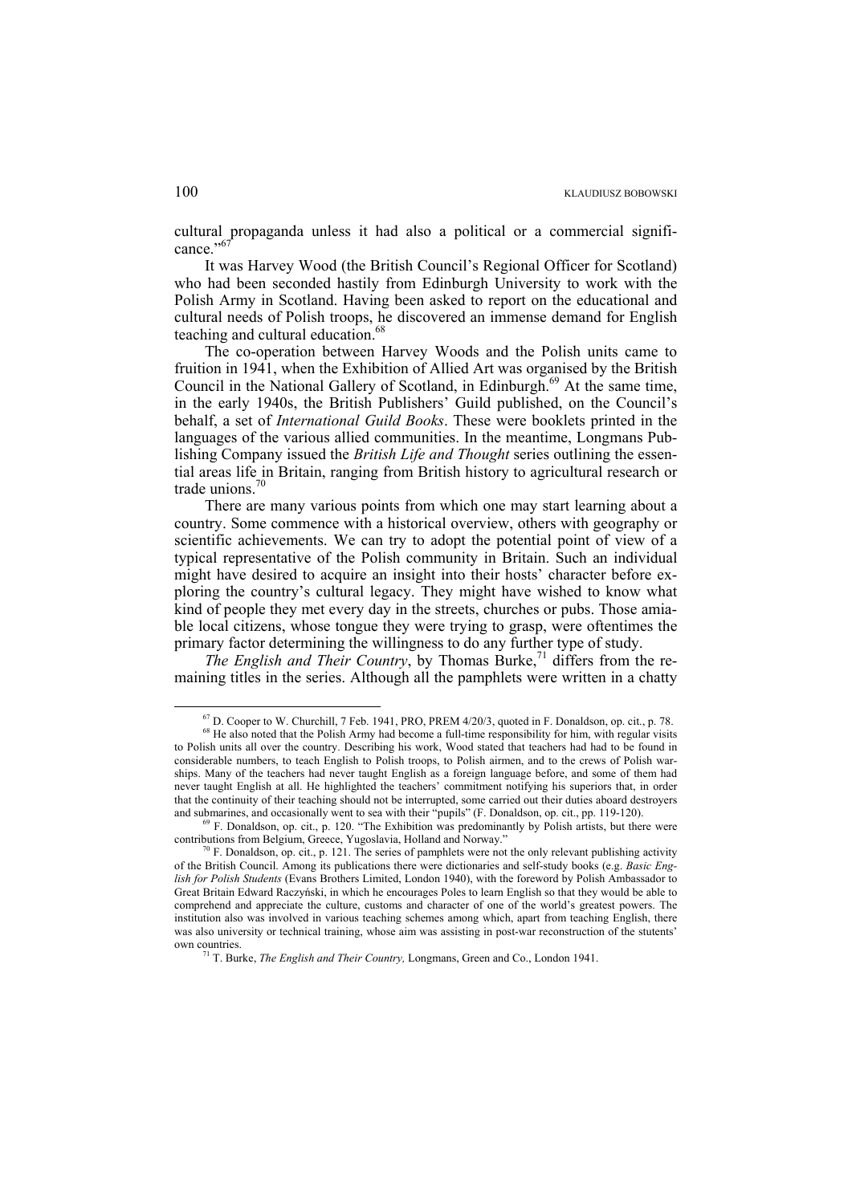cultural propaganda unless it had also a political or a commercial significance."[67]

It was Harvey Wood (the British Council's Regional Officer for Scotland) who had been seconded hastily from Edinburgh University to work with the Polish Army in Scotland. Having been asked to report on the educational and cultural needs of Polish troops, he discovered an immense demand for English teaching and cultural education.[68]

The co-operation between Harvey Woods and the Polish units came to fruition in 1941, when the Exhibition of Allied Art was organised by the British Council in the National Gallery of Scotland, in Edinburgh.[69] At the same time, in the early 1940s, the British Publishers' Guild published, on the Council's behalf, a set of *International Guild Books*. These were booklets printed in the languages of the various allied communities. In the meantime, Longmans Publishing Company issued the *British Life and Thought* series outlining the essential areas life in Britain, ranging from British history to agricultural research or trade unions.[70]

There are many various points from which one may start learning about a country. Some commence with a historical overview, others with geography or scientific achievements. We can try to adopt the potential point of view of a typical representative of the Polish community in Britain. Such an individual might have desired to acquire an insight into their hosts' character before exploring the country's cultural legacy. They might have wished to know what kind of people they met every day in the streets, churches or pubs. Those amiable local citizens, whose tongue they were trying to grasp, were oftentimes the primary factor determining the willingness to do any further type of study.

*The English and Their Country*, by Thomas Burke,[71] differs from the remaining titles in the series. Although all the pamphlets were written in a chatty

---

[67] D. Cooper to W. Churchill, 7 Feb. 1941, PRO, PREM 4/20/3, quoted in F. Donaldson, op. cit., p. 78.

[68] He also noted that the Polish Army had become a full-time responsibility for him, with regular visits to Polish units all over the country. Describing his work, Wood stated that teachers had had to be found in considerable numbers, to teach English to Polish troops, to Polish airmen, and to the crews of Polish warships. Many of the teachers had never taught English as a foreign language before, and some of them had never taught English at all. He highlighted the teachers' commitment notifying his superiors that, in order that the continuity of their teaching should not be interrupted, some carried out their duties aboard destroyers and submarines, and occasionally went to sea with their "pupils" (F. Donaldson, op. cit., pp. 119-120).

[69] F. Donaldson, op. cit., p. 120. "The Exhibition was predominantly by Polish artists, but there were contributions from Belgium, Greece, Yugoslavia, Holland and Norway."

[70] F. Donaldson, op. cit., p. 121. The series of pamphlets were not the only relevant publishing activity of the British Council. Among its publications there were dictionaries and self-study books (e.g. *Basic English for Polish Students* (Evans Brothers Limited, London 1940), with the foreword by Polish Ambassador to Great Britain Edward Raczyński, in which he encourages Poles to learn English so that they would be able to comprehend and appreciate the culture, customs and character of one of the world's greatest powers. The institution also was involved in various teaching schemes among which, apart from teaching English, there was also university or technical training, whose aim was assisting in post-war reconstruction of the stutents' own countries.

[71] T. Burke, *The English and Their Country,* Longmans, Green and Co., London 1941.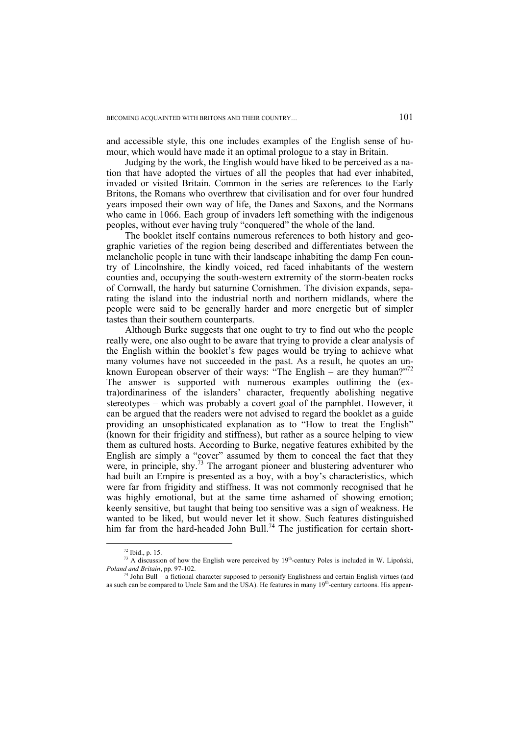and accessible style, this one includes examples of the English sense of humour, which would have made it an optimal prologue to a stay in Britain.

Judging by the work, the English would have liked to be perceived as a nation that have adopted the virtues of all the peoples that had ever inhabited, invaded or visited Britain. Common in the series are references to the Early Britons, the Romans who overthrew that civilisation and for over four hundred years imposed their own way of life, the Danes and Saxons, and the Normans who came in 1066. Each group of invaders left something with the indigenous peoples, without ever having truly "conquered" the whole of the land.

The booklet itself contains numerous references to both history and geographic varieties of the region being described and differentiates between the melancholic people in tune with their landscape inhabiting the damp Fen country of Lincolnshire, the kindly voiced, red faced inhabitants of the western counties and, occupying the south-western extremity of the storm-beaten rocks of Cornwall, the hardy but saturnine Cornishmen. The division expands, separating the island into the industrial north and northern midlands, where the people were said to be generally harder and more energetic but of simpler tastes than their southern counterparts.

Although Burke suggests that one ought to try to find out who the people really were, one also ought to be aware that trying to provide a clear analysis of the English within the booklet's few pages would be trying to achieve what many volumes have not succeeded in the past. As a result, he quotes an unknown European observer of their ways: "The English – are they human?"[72] The answer is supported with numerous examples outlining the (extra)ordinariness of the islanders' character, frequently abolishing negative stereotypes – which was probably a covert goal of the pamphlet. However, it can be argued that the readers were not advised to regard the booklet as a guide providing an unsophisticated explanation as to "How to treat the English" (known for their frigidity and stiffness), but rather as a source helping to view them as cultured hosts. According to Burke, negative features exhibited by the English are simply a "cover" assumed by them to conceal the fact that they were, in principle, shy.[73] The arrogant pioneer and blustering adventurer who had built an Empire is presented as a boy, with a boy's characteristics, which were far from frigidity and stiffness. It was not commonly recognised that he was highly emotional, but at the same time ashamed of showing emotion; keenly sensitive, but taught that being too sensitive was a sign of weakness. He wanted to be liked, but would never let it show. Such features distinguished him far from the hard-headed John Bull.[74] The justification for certain short-

---

[72] Ibid., p. 15.

[73] A discussion of how the English were perceived by 19th-century Poles is included in W. Lipoński, *Poland and Britain*, pp. 97-102.

[74] John Bull – a fictional character supposed to personify Englishness and certain English virtues (and as such can be compared to Uncle Sam and the USA). He features in many 19th-century cartoons. His appear-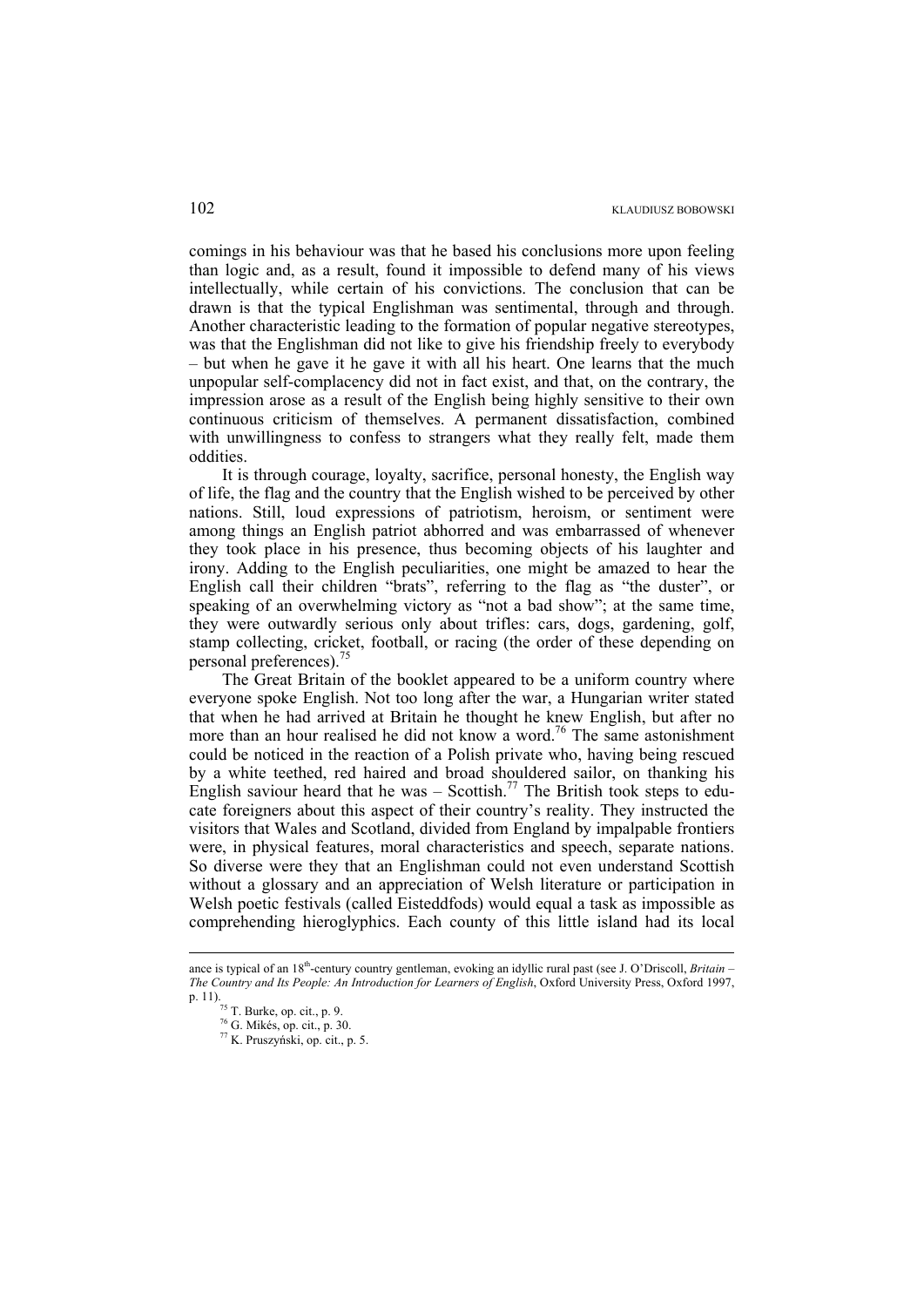comings in his behaviour was that he based his conclusions more upon feeling than logic and, as a result, found it impossible to defend many of his views intellectually, while certain of his convictions. The conclusion that can be drawn is that the typical Englishman was sentimental, through and through. Another characteristic leading to the formation of popular negative stereotypes, was that the Englishman did not like to give his friendship freely to everybody – but when he gave it he gave it with all his heart. One learns that the much unpopular self-complacency did not in fact exist, and that, on the contrary, the impression arose as a result of the English being highly sensitive to their own continuous criticism of themselves. A permanent dissatisfaction, combined with unwillingness to confess to strangers what they really felt, made them oddities.

It is through courage, loyalty, sacrifice, personal honesty, the English way of life, the flag and the country that the English wished to be perceived by other nations. Still, loud expressions of patriotism, heroism, or sentiment were among things an English patriot abhorred and was embarrassed of whenever they took place in his presence, thus becoming objects of his laughter and irony. Adding to the English peculiarities, one might be amazed to hear the English call their children "brats", referring to the flag as "the duster", or speaking of an overwhelming victory as "not a bad show"; at the same time, they were outwardly serious only about trifles: cars, dogs, gardening, golf, stamp collecting, cricket, football, or racing (the order of these depending on personal preferences).[75]

The Great Britain of the booklet appeared to be a uniform country where everyone spoke English. Not too long after the war, a Hungarian writer stated that when he had arrived at Britain he thought he knew English, but after no more than an hour realised he did not know a word.[76] The same astonishment could be noticed in the reaction of a Polish private who, having being rescued by a white teethed, red haired and broad shouldered sailor, on thanking his English saviour heard that he was – Scottish.[77] The British took steps to educate foreigners about this aspect of their country's reality. They instructed the visitors that Wales and Scotland, divided from England by impalpable frontiers were, in physical features, moral characteristics and speech, separate nations. So diverse were they that an Englishman could not even understand Scottish without a glossary and an appreciation of Welsh literature or participation in Welsh poetic festivals (called Eisteddfods) would equal a task as impossible as comprehending hieroglyphics. Each county of this little island had its local

---

ance is typical of an 18th-century country gentleman, evoking an idyllic rural past (see J. O'Driscoll, *Britain – The Country and Its People: An Introduction for Learners of English*, Oxford University Press, Oxford 1997, p. 11).

[75] T. Burke, op. cit., p. 9.

[76] G. Mikés, op. cit., p. 30.

[77] K. Pruszyński, op. cit., p. 5.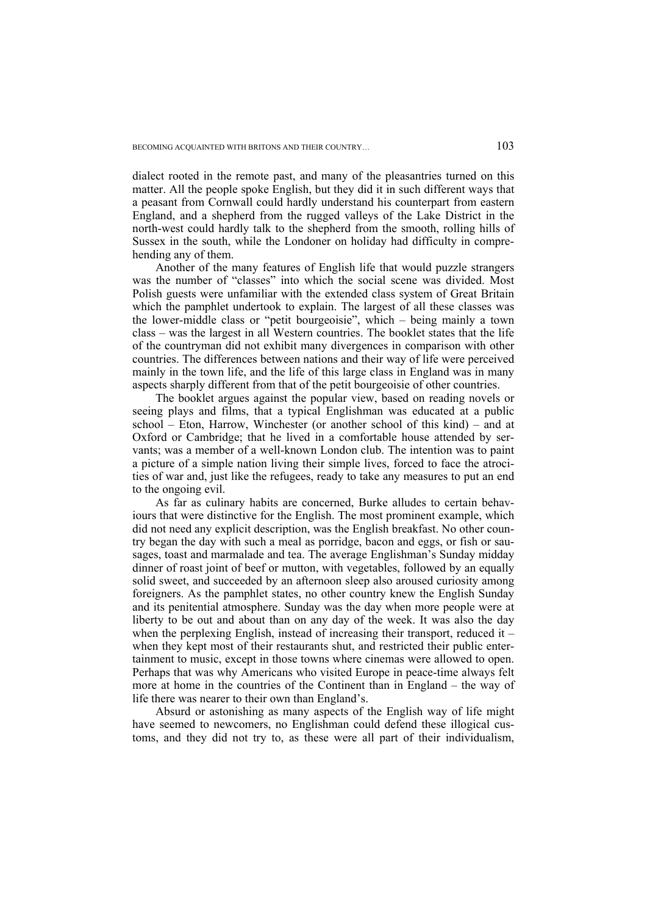dialect rooted in the remote past, and many of the pleasantries turned on this matter. All the people spoke English, but they did it in such different ways that a peasant from Cornwall could hardly understand his counterpart from eastern England, and a shepherd from the rugged valleys of the Lake District in the north-west could hardly talk to the shepherd from the smooth, rolling hills of Sussex in the south, while the Londoner on holiday had difficulty in comprehending any of them.

Another of the many features of English life that would puzzle strangers was the number of "classes" into which the social scene was divided. Most Polish guests were unfamiliar with the extended class system of Great Britain which the pamphlet undertook to explain. The largest of all these classes was the lower-middle class or "petit bourgeoisie", which – being mainly a town class – was the largest in all Western countries. The booklet states that the life of the countryman did not exhibit many divergences in comparison with other countries. The differences between nations and their way of life were perceived mainly in the town life, and the life of this large class in England was in many aspects sharply different from that of the petit bourgeoisie of other countries.

The booklet argues against the popular view, based on reading novels or seeing plays and films, that a typical Englishman was educated at a public school – Eton, Harrow, Winchester (or another school of this kind) – and at Oxford or Cambridge; that he lived in a comfortable house attended by servants; was a member of a well-known London club. The intention was to paint a picture of a simple nation living their simple lives, forced to face the atrocities of war and, just like the refugees, ready to take any measures to put an end to the ongoing evil.

As far as culinary habits are concerned, Burke alludes to certain behaviours that were distinctive for the English. The most prominent example, which did not need any explicit description, was the English breakfast. No other country began the day with such a meal as porridge, bacon and eggs, or fish or sausages, toast and marmalade and tea. The average Englishman's Sunday midday dinner of roast joint of beef or mutton, with vegetables, followed by an equally solid sweet, and succeeded by an afternoon sleep also aroused curiosity among foreigners. As the pamphlet states, no other country knew the English Sunday and its penitential atmosphere. Sunday was the day when more people were at liberty to be out and about than on any day of the week. It was also the day when the perplexing English, instead of increasing their transport, reduced it – when they kept most of their restaurants shut, and restricted their public entertainment to music, except in those towns where cinemas were allowed to open. Perhaps that was why Americans who visited Europe in peace-time always felt more at home in the countries of the Continent than in England – the way of life there was nearer to their own than England's.

Absurd or astonishing as many aspects of the English way of life might have seemed to newcomers, no Englishman could defend these illogical customs, and they did not try to, as these were all part of their individualism,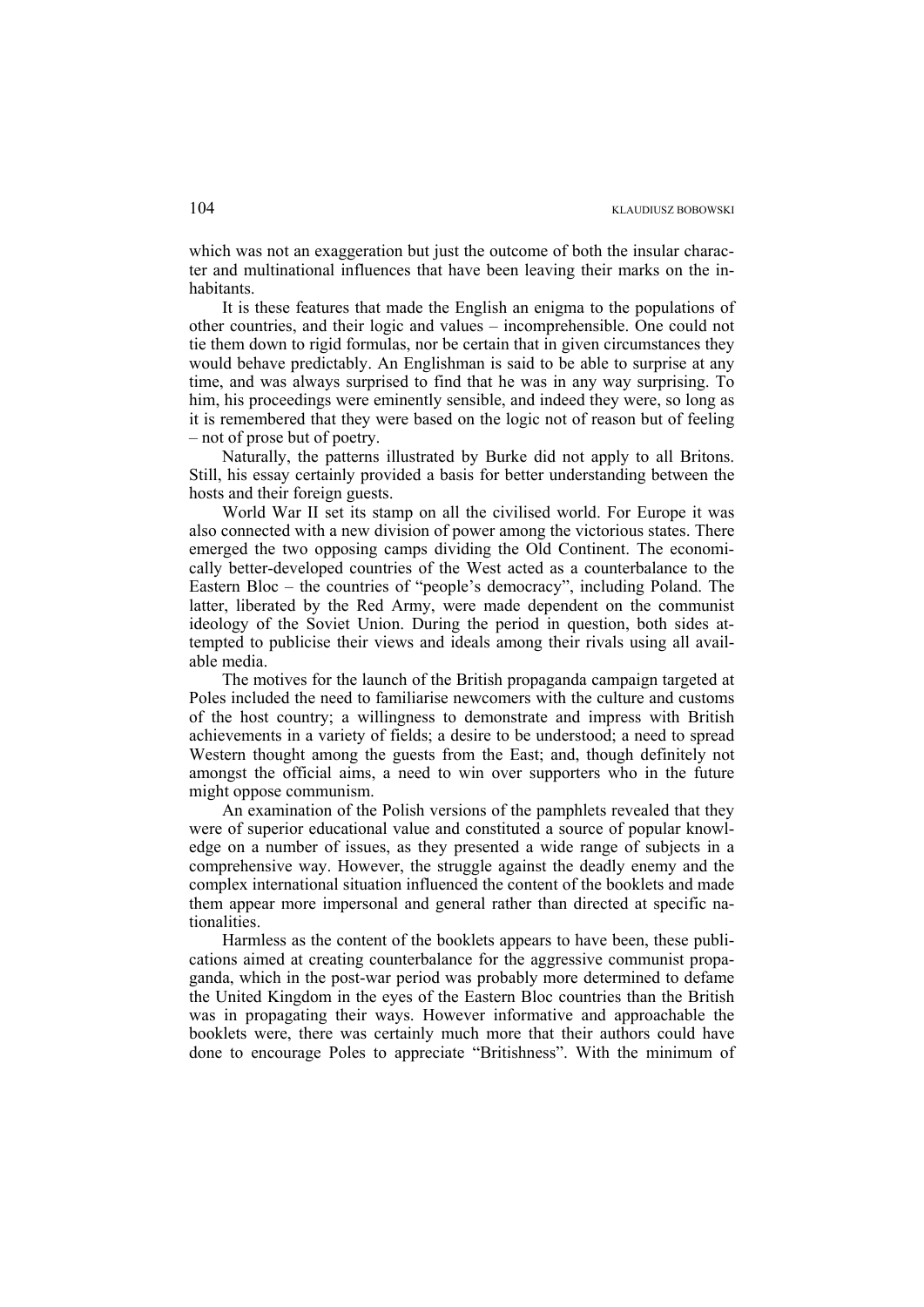which was not an exaggeration but just the outcome of both the insular character and multinational influences that have been leaving their marks on the inhabitants.

It is these features that made the English an enigma to the populations of other countries, and their logic and values – incomprehensible. One could not tie them down to rigid formulas, nor be certain that in given circumstances they would behave predictably. An Englishman is said to be able to surprise at any time, and was always surprised to find that he was in any way surprising. To him, his proceedings were eminently sensible, and indeed they were, so long as it is remembered that they were based on the logic not of reason but of feeling – not of prose but of poetry.

Naturally, the patterns illustrated by Burke did not apply to all Britons. Still, his essay certainly provided a basis for better understanding between the hosts and their foreign guests.

World War II set its stamp on all the civilised world. For Europe it was also connected with a new division of power among the victorious states. There emerged the two opposing camps dividing the Old Continent. The economically better-developed countries of the West acted as a counterbalance to the Eastern Bloc – the countries of "people's democracy", including Poland. The latter, liberated by the Red Army, were made dependent on the communist ideology of the Soviet Union. During the period in question, both sides attempted to publicise their views and ideals among their rivals using all available media.

The motives for the launch of the British propaganda campaign targeted at Poles included the need to familiarise newcomers with the culture and customs of the host country; a willingness to demonstrate and impress with British achievements in a variety of fields; a desire to be understood; a need to spread Western thought among the guests from the East; and, though definitely not amongst the official aims, a need to win over supporters who in the future might oppose communism.

An examination of the Polish versions of the pamphlets revealed that they were of superior educational value and constituted a source of popular knowledge on a number of issues, as they presented a wide range of subjects in a comprehensive way. However, the struggle against the deadly enemy and the complex international situation influenced the content of the booklets and made them appear more impersonal and general rather than directed at specific nationalities.

Harmless as the content of the booklets appears to have been, these publications aimed at creating counterbalance for the aggressive communist propaganda, which in the post-war period was probably more determined to defame the United Kingdom in the eyes of the Eastern Bloc countries than the British was in propagating their ways. However informative and approachable the booklets were, there was certainly much more that their authors could have done to encourage Poles to appreciate "Britishness". With the minimum of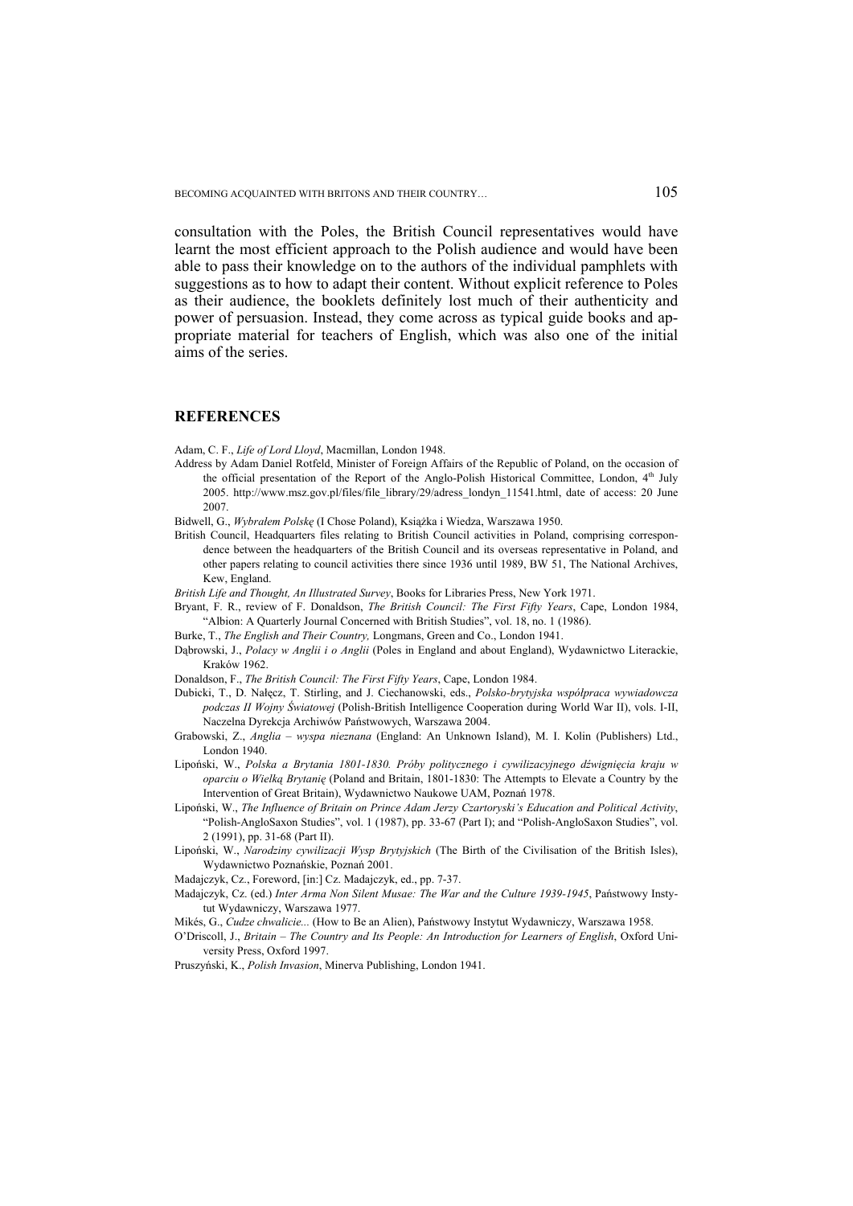consultation with the Poles, the British Council representatives would have learnt the most efficient approach to the Polish audience and would have been able to pass their knowledge on to the authors of the individual pamphlets with suggestions as to how to adapt their content. Without explicit reference to Poles as their audience, the booklets definitely lost much of their authenticity and power of persuasion. Instead, they come across as typical guide books and appropriate material for teachers of English, which was also one of the initial aims of the series.

## REFERENCES

Adam, C. F., *Life of Lord Lloyd*, Macmillan, London 1948.

Address by Adam Daniel Rotfeld, Minister of Foreign Affairs of the Republic of Poland, on the occasion of the official presentation of the Report of the Anglo-Polish Historical Committee, London, 4th July 2005. http://www.msz.gov.pl/files/file_library/29/adress_londyn_11541.html, date of access: 20 June 2007.

Bidwell, G., *Wybrałem Polskę* (I Chose Poland), Książka i Wiedza, Warszawa 1950.

British Council, Headquarters files relating to British Council activities in Poland, comprising correspondence between the headquarters of the British Council and its overseas representative in Poland, and other papers relating to council activities there since 1936 until 1989, BW 51, The National Archives, Kew, England.

*British Life and Thought, An Illustrated Survey*, Books for Libraries Press, New York 1971.

Bryant, F. R., review of F. Donaldson, *The British Council: The First Fifty Years*, Cape, London 1984, "Albion: A Quarterly Journal Concerned with British Studies", vol. 18, no. 1 (1986).

Burke, T., *The English and Their Country,* Longmans, Green and Co., London 1941.

Dąbrowski, J., *Polacy w Anglii i o Anglii* (Poles in England and about England), Wydawnictwo Literackie, Kraków 1962.

Donaldson, F., *The British Council: The First Fifty Years*, Cape, London 1984.

Dubicki, T., D. Nałęcz, T. Stirling, and J. Ciechanowski, eds., *Polsko-brytyjska współpraca wywiadowcza podczas II Wojny Światowej* (Polish-British Intelligence Cooperation during World War II), vols. I-II, Naczelna Dyrekcja Archiwów Państwowych, Warszawa 2004.

Grabowski, Z., *Anglia – wyspa nieznana* (England: An Unknown Island), M. I. Kolin (Publishers) Ltd., London 1940.

Lipoński, W., *Polska a Brytania 1801-1830. Próby politycznego i cywilizacyjnego dźwignięcia kraju w oparciu o Wielką Brytanię* (Poland and Britain, 1801-1830: The Attempts to Elevate a Country by the Intervention of Great Britain), Wydawnictwo Naukowe UAM, Poznań 1978.

Lipoński, W., *The Influence of Britain on Prince Adam Jerzy Czartoryski's Education and Political Activity*, "Polish-AngloSaxon Studies", vol. 1 (1987), pp. 33-67 (Part I); and "Polish-AngloSaxon Studies", vol. 2 (1991), pp. 31-68 (Part II).

Lipoński, W., *Narodziny cywilizacji Wysp Brytyjskich* (The Birth of the Civilisation of the British Isles), Wydawnictwo Poznańskie, Poznań 2001.

Madajczyk, Cz., Foreword, [in:] Cz. Madajczyk, ed., pp. 7-37.

Madajczyk, Cz. (ed.) *Inter Arma Non Silent Musae: The War and the Culture 1939-1945*, Państwowy Instytut Wydawniczy, Warszawa 1977.

Mikés, G., *Cudze chwalicie...* (How to Be an Alien), Państwowy Instytut Wydawniczy, Warszawa 1958.

O'Driscoll, J., *Britain – The Country and Its People: An Introduction for Learners of English*, Oxford University Press, Oxford 1997.

Pruszyński, K., *Polish Invasion*, Minerva Publishing, London 1941.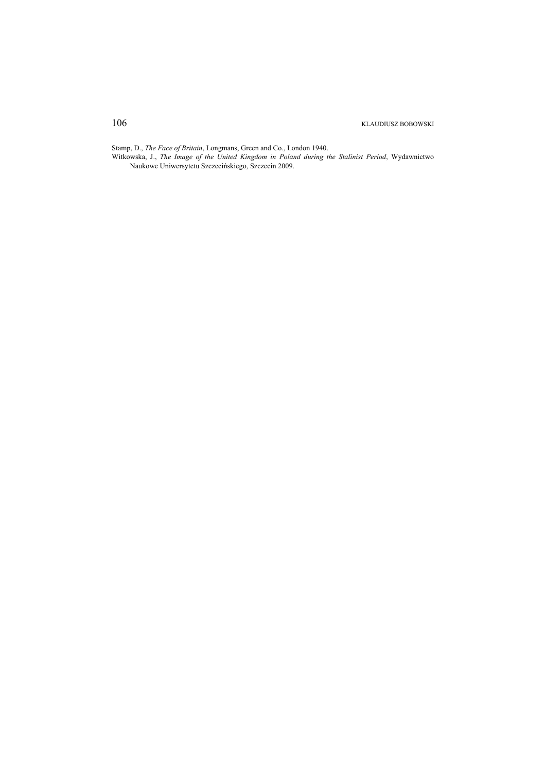Stamp, D., *The Face of Britain*, Longmans, Green and Co., London 1940.

Witkowska, J., *The Image of the United Kingdom in Poland during the Stalinist Period*, Wydawnictwo Naukowe Uniwersytetu Szczecińskiego, Szczecin 2009.